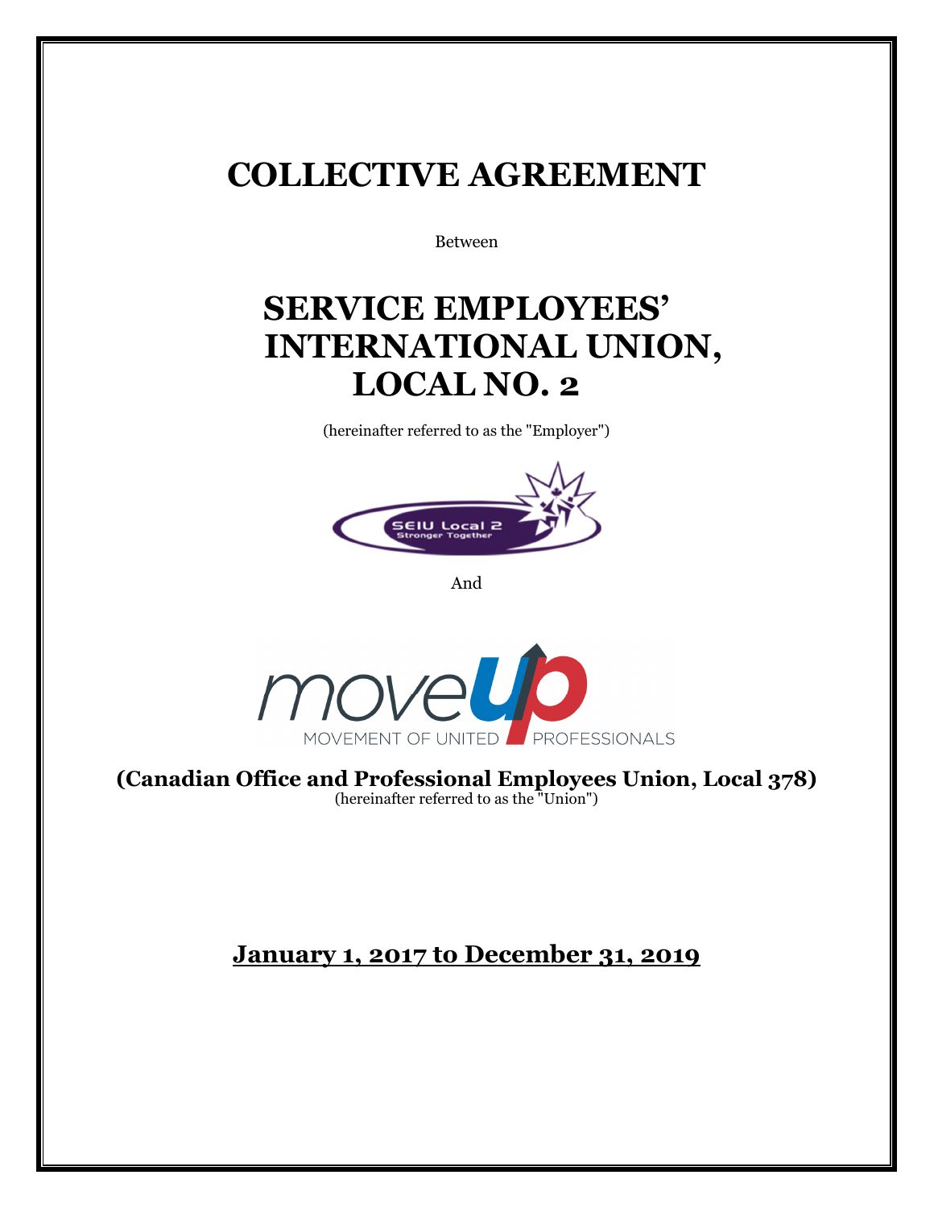# COLLECTIVE AGREEMENT

Between

# SERVICE EMPLOYEES' INTERNATIONAL UNION, LOCAL NO. 2

(hereinafter referred to as the "Employer")

SEIU Local 2
Stronger Together

And

moveUP
MOVEMENT OF UNITED PROFESSIONALS

**(Canadian Office and Professional Employees Union, Local 378)**
(hereinafter referred to as the "Union")

**January 1, 2017 to December 31, 2019**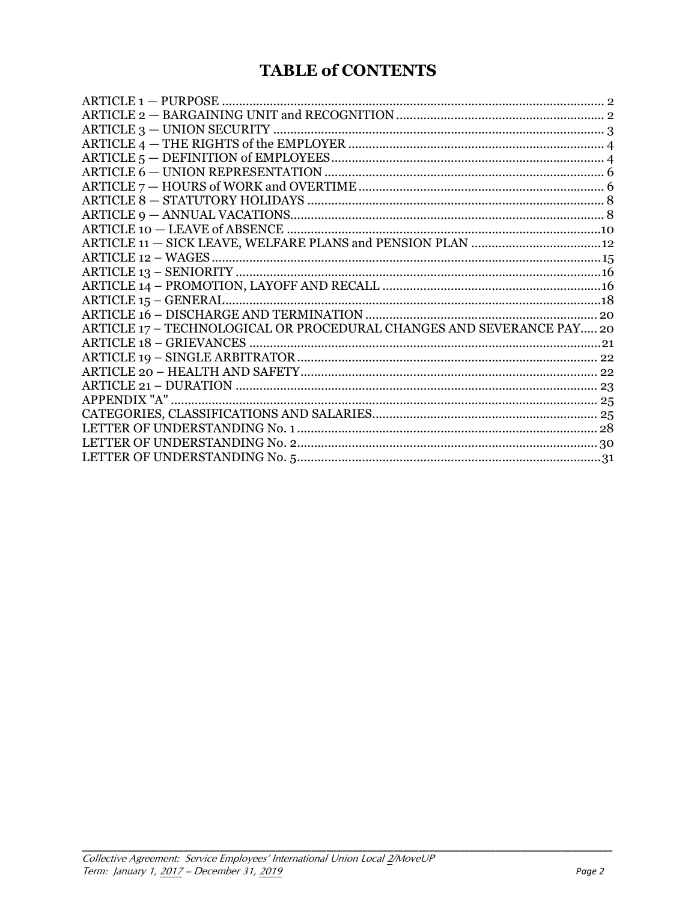# TABLE of CONTENTS

ARTICLE 1 — PURPOSE .............................................................................................................. 2
ARTICLE 2 — BARGAINING UNIT and RECOGNITION ............................................................ 2
ARTICLE 3 — UNION SECURITY ................................................................................................ 3
ARTICLE 4 — THE RIGHTS of the EMPLOYER .......................................................................... 4
ARTICLE 5 — DEFINITION of EMPLOYEES ............................................................................... 4
ARTICLE 6 — UNION REPRESENTATION ................................................................................. 6
ARTICLE 7 — HOURS of WORK and OVERTIME ....................................................................... 6
ARTICLE 8 — STATUTORY HOLIDAYS ...................................................................................... 8
ARTICLE 9 — ANNUAL VACATIONS ........................................................................................... 8
ARTICLE 10 — LEAVE of ABSENCE ............................................................................................10
ARTICLE 11 — SICK LEAVE, WELFARE PLANS and PENSION PLAN ......................................12
ARTICLE 12 – WAGES ..................................................................................................................15
ARTICLE 13 – SENIORITY ...........................................................................................................16
ARTICLE 14 – PROMOTION, LAYOFF AND RECALL ................................................................16
ARTICLE 15 – GENERAL ..............................................................................................................18
ARTICLE 16 – DISCHARGE AND TERMINATION .................................................................... 20
ARTICLE 17 – TECHNOLOGICAL OR PROCEDURAL CHANGES AND SEVERANCE PAY ..... 20
ARTICLE 18 – GRIEVANCES .......................................................................................................21
ARTICLE 19 – SINGLE ARBITRATOR ........................................................................................ 22
ARTICLE 20 – HEALTH AND SAFETY ....................................................................................... 22
ARTICLE 21 – DURATION .......................................................................................................... 23
APPENDIX "A" ............................................................................................................................ 25
CATEGORIES, CLASSIFICATIONS AND SALARIES .................................................................. 25
LETTER OF UNDERSTANDING No. 1 ........................................................................................ 28
LETTER OF UNDERSTANDING No. 2 ........................................................................................ 30
LETTER OF UNDERSTANDING No. 5 .........................................................................................31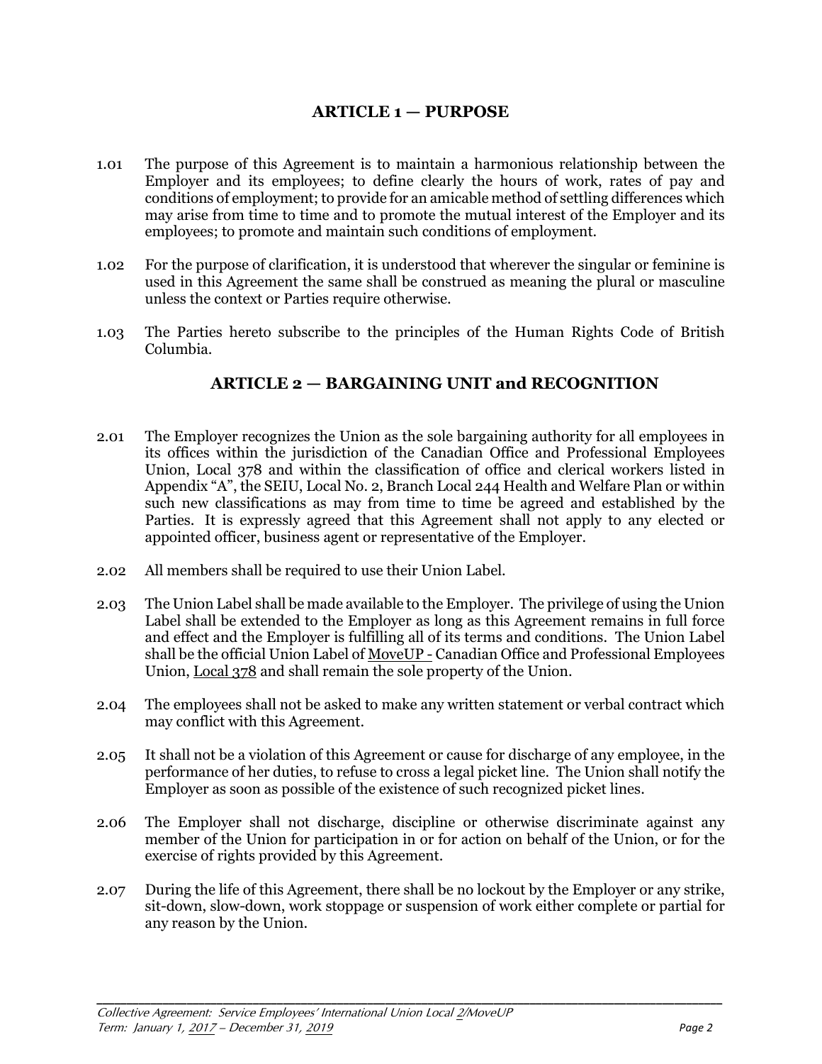## ARTICLE 1 — PURPOSE

1.01 The purpose of this Agreement is to maintain a harmonious relationship between the Employer and its employees; to define clearly the hours of work, rates of pay and conditions of employment; to provide for an amicable method of settling differences which may arise from time to time and to promote the mutual interest of the Employer and its employees; to promote and maintain such conditions of employment.

1.02 For the purpose of clarification, it is understood that wherever the singular or feminine is used in this Agreement the same shall be construed as meaning the plural or masculine unless the context or Parties require otherwise.

1.03 The Parties hereto subscribe to the principles of the Human Rights Code of British Columbia.

## ARTICLE 2 — BARGAINING UNIT and RECOGNITION

2.01 The Employer recognizes the Union as the sole bargaining authority for all employees in its offices within the jurisdiction of the Canadian Office and Professional Employees Union, Local 378 and within the classification of office and clerical workers listed in Appendix "A", the SEIU, Local No. 2, Branch Local 244 Health and Welfare Plan or within such new classifications as may from time to time be agreed and established by the Parties. It is expressly agreed that this Agreement shall not apply to any elected or appointed officer, business agent or representative of the Employer.

2.02 All members shall be required to use their Union Label.

2.03 The Union Label shall be made available to the Employer. The privilege of using the Union Label shall be extended to the Employer as long as this Agreement remains in full force and effect and the Employer is fulfilling all of its terms and conditions. The Union Label shall be the official Union Label of MoveUP - Canadian Office and Professional Employees Union, Local 378 and shall remain the sole property of the Union.

2.04 The employees shall not be asked to make any written statement or verbal contract which may conflict with this Agreement.

2.05 It shall not be a violation of this Agreement or cause for discharge of any employee, in the performance of her duties, to refuse to cross a legal picket line. The Union shall notify the Employer as soon as possible of the existence of such recognized picket lines.

2.06 The Employer shall not discharge, discipline or otherwise discriminate against any member of the Union for participation in or for action on behalf of the Union, or for the exercise of rights provided by this Agreement.

2.07 During the life of this Agreement, there shall be no lockout by the Employer or any strike, sit-down, slow-down, work stoppage or suspension of work either complete or partial for any reason by the Union.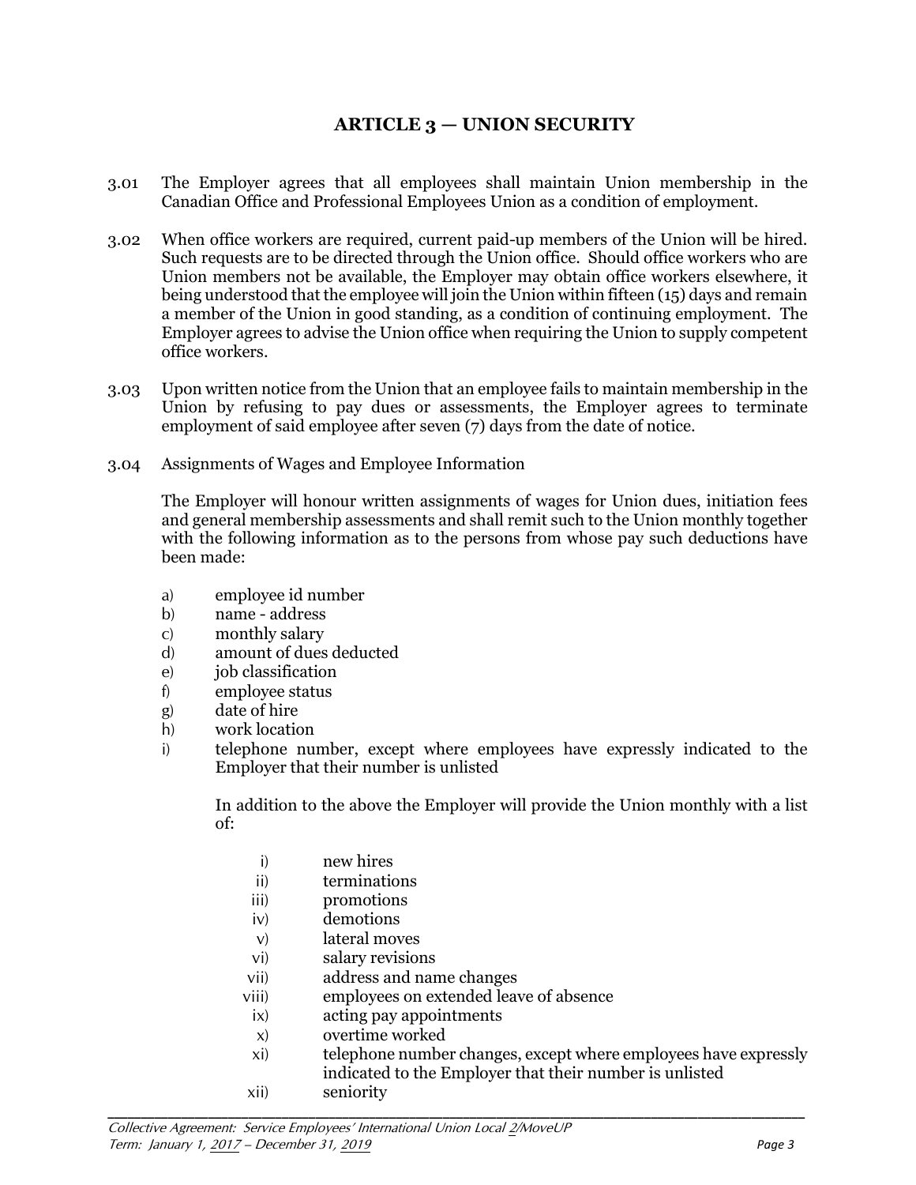## ARTICLE 3 — UNION SECURITY

3.01 The Employer agrees that all employees shall maintain Union membership in the Canadian Office and Professional Employees Union as a condition of employment.

3.02 When office workers are required, current paid-up members of the Union will be hired. Such requests are to be directed through the Union office. Should office workers who are Union members not be available, the Employer may obtain office workers elsewhere, it being understood that the employee will join the Union within fifteen (15) days and remain a member of the Union in good standing, as a condition of continuing employment. The Employer agrees to advise the Union office when requiring the Union to supply competent office workers.

3.03 Upon written notice from the Union that an employee fails to maintain membership in the Union by refusing to pay dues or assessments, the Employer agrees to terminate employment of said employee after seven (7) days from the date of notice.

3.04 Assignments of Wages and Employee Information

The Employer will honour written assignments of wages for Union dues, initiation fees and general membership assessments and shall remit such to the Union monthly together with the following information as to the persons from whose pay such deductions have been made:

a) employee id number
b) name - address
c) monthly salary
d) amount of dues deducted
e) job classification
f) employee status
g) date of hire
h) work location
i) telephone number, except where employees have expressly indicated to the Employer that their number is unlisted

In addition to the above the Employer will provide the Union monthly with a list of:

i) new hires
ii) terminations
iii) promotions
iv) demotions
v) lateral moves
vi) salary revisions
vii) address and name changes
viii) employees on extended leave of absence
ix) acting pay appointments
x) overtime worked
xi) telephone number changes, except where employees have expressly indicated to the Employer that their number is unlisted
xii) seniority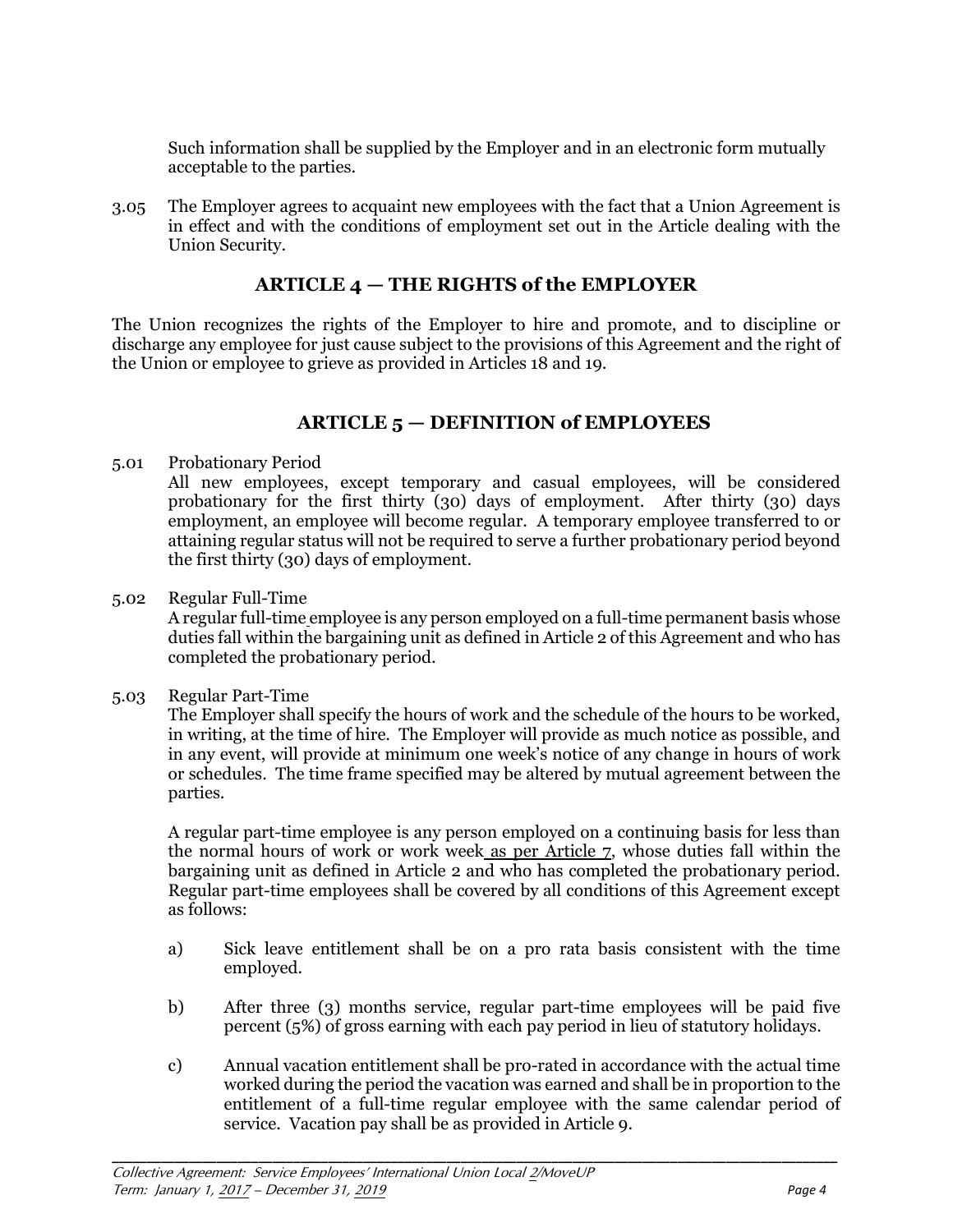Such information shall be supplied by the Employer and in an electronic form mutually acceptable to the parties.

3.05 The Employer agrees to acquaint new employees with the fact that a Union Agreement is in effect and with the conditions of employment set out in the Article dealing with the Union Security.

## ARTICLE 4 — THE RIGHTS of the EMPLOYER

The Union recognizes the rights of the Employer to hire and promote, and to discipline or discharge any employee for just cause subject to the provisions of this Agreement and the right of the Union or employee to grieve as provided in Articles 18 and 19.

## ARTICLE 5 — DEFINITION of EMPLOYEES

5.01 Probationary Period

All new employees, except temporary and casual employees, will be considered probationary for the first thirty (30) days of employment. After thirty (30) days employment, an employee will become regular. A temporary employee transferred to or attaining regular status will not be required to serve a further probationary period beyond the first thirty (30) days of employment.

5.02 Regular Full-Time

A regular full-time employee is any person employed on a full-time permanent basis whose duties fall within the bargaining unit as defined in Article 2 of this Agreement and who has completed the probationary period.

5.03 Regular Part-Time

The Employer shall specify the hours of work and the schedule of the hours to be worked, in writing, at the time of hire. The Employer will provide as much notice as possible, and in any event, will provide at minimum one week's notice of any change in hours of work or schedules. The time frame specified may be altered by mutual agreement between the parties.

A regular part-time employee is any person employed on a continuing basis for less than the normal hours of work or work week as per Article 7, whose duties fall within the bargaining unit as defined in Article 2 and who has completed the probationary period. Regular part-time employees shall be covered by all conditions of this Agreement except as follows:

a) Sick leave entitlement shall be on a pro rata basis consistent with the time employed.

b) After three (3) months service, regular part-time employees will be paid five percent (5%) of gross earning with each pay period in lieu of statutory holidays.

c) Annual vacation entitlement shall be pro-rated in accordance with the actual time worked during the period the vacation was earned and shall be in proportion to the entitlement of a full-time regular employee with the same calendar period of service. Vacation pay shall be as provided in Article 9.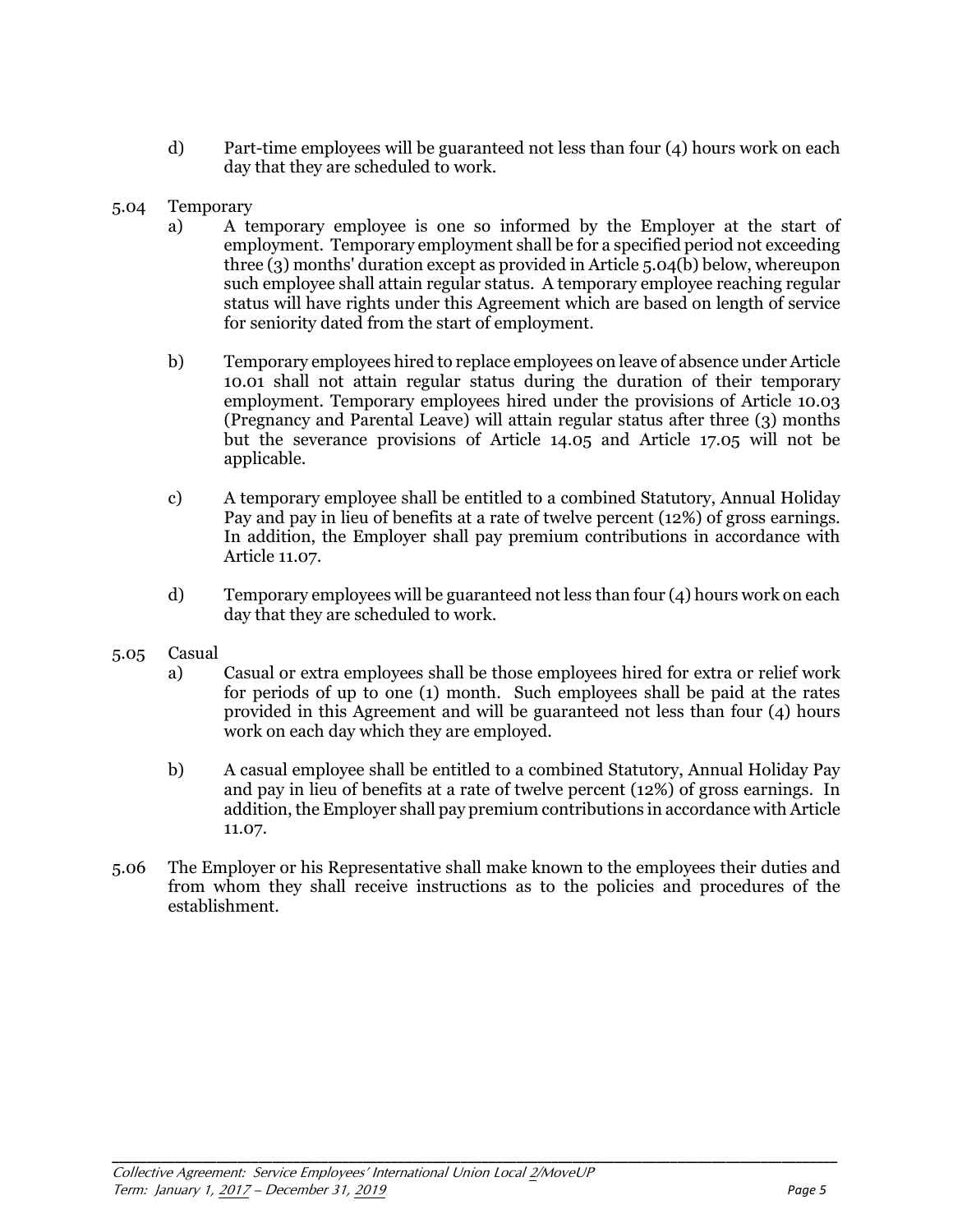d) Part-time employees will be guaranteed not less than four (4) hours work on each day that they are scheduled to work.

5.04 Temporary

a) A temporary employee is one so informed by the Employer at the start of employment. Temporary employment shall be for a specified period not exceeding three (3) months' duration except as provided in Article 5.04(b) below, whereupon such employee shall attain regular status. A temporary employee reaching regular status will have rights under this Agreement which are based on length of service for seniority dated from the start of employment.

b) Temporary employees hired to replace employees on leave of absence under Article 10.01 shall not attain regular status during the duration of their temporary employment. Temporary employees hired under the provisions of Article 10.03 (Pregnancy and Parental Leave) will attain regular status after three (3) months but the severance provisions of Article 14.05 and Article 17.05 will not be applicable.

c) A temporary employee shall be entitled to a combined Statutory, Annual Holiday Pay and pay in lieu of benefits at a rate of twelve percent (12%) of gross earnings. In addition, the Employer shall pay premium contributions in accordance with Article 11.07.

d) Temporary employees will be guaranteed not less than four (4) hours work on each day that they are scheduled to work.

5.05 Casual

a) Casual or extra employees shall be those employees hired for extra or relief work for periods of up to one (1) month. Such employees shall be paid at the rates provided in this Agreement and will be guaranteed not less than four (4) hours work on each day which they are employed.

b) A casual employee shall be entitled to a combined Statutory, Annual Holiday Pay and pay in lieu of benefits at a rate of twelve percent (12%) of gross earnings. In addition, the Employer shall pay premium contributions in accordance with Article 11.07.

5.06 The Employer or his Representative shall make known to the employees their duties and from whom they shall receive instructions as to the policies and procedures of the establishment.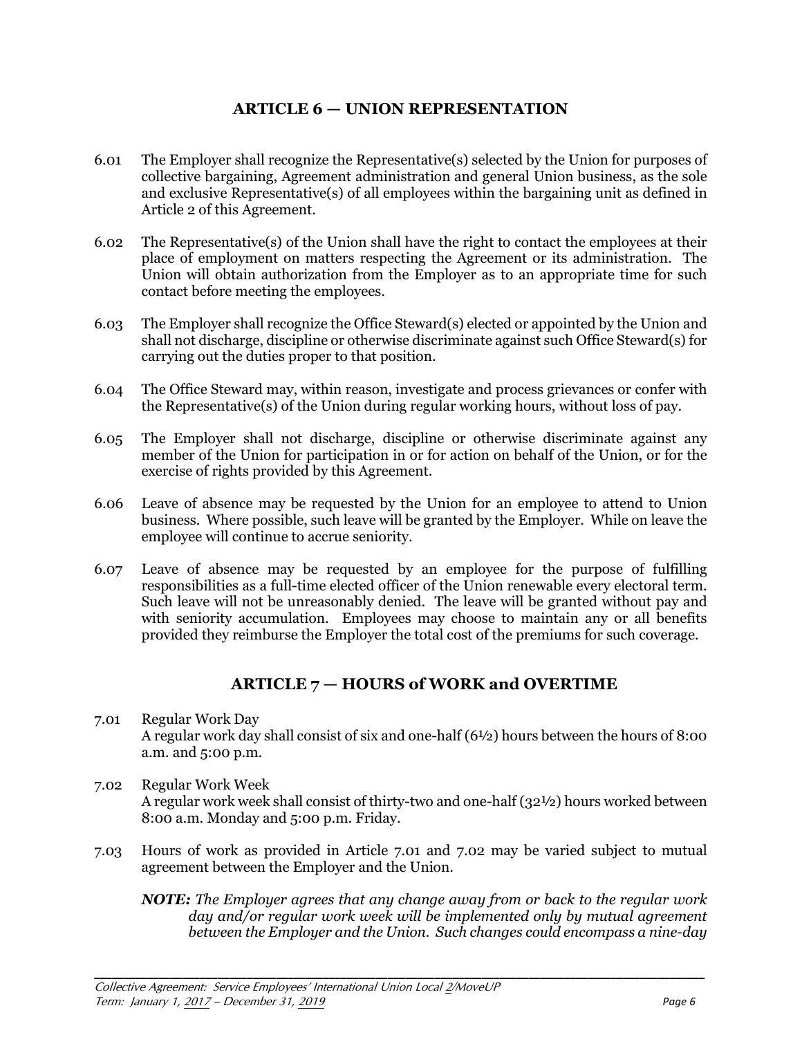## ARTICLE 6 — UNION REPRESENTATION

6.01 The Employer shall recognize the Representative(s) selected by the Union for purposes of collective bargaining, Agreement administration and general Union business, as the sole and exclusive Representative(s) of all employees within the bargaining unit as defined in Article 2 of this Agreement.

6.02 The Representative(s) of the Union shall have the right to contact the employees at their place of employment on matters respecting the Agreement or its administration. The Union will obtain authorization from the Employer as to an appropriate time for such contact before meeting the employees.

6.03 The Employer shall recognize the Office Steward(s) elected or appointed by the Union and shall not discharge, discipline or otherwise discriminate against such Office Steward(s) for carrying out the duties proper to that position.

6.04 The Office Steward may, within reason, investigate and process grievances or confer with the Representative(s) of the Union during regular working hours, without loss of pay.

6.05 The Employer shall not discharge, discipline or otherwise discriminate against any member of the Union for participation in or for action on behalf of the Union, or for the exercise of rights provided by this Agreement.

6.06 Leave of absence may be requested by the Union for an employee to attend to Union business. Where possible, such leave will be granted by the Employer. While on leave the employee will continue to accrue seniority.

6.07 Leave of absence may be requested by an employee for the purpose of fulfilling responsibilities as a full-time elected officer of the Union renewable every electoral term. Such leave will not be unreasonably denied. The leave will be granted without pay and with seniority accumulation. Employees may choose to maintain any or all benefits provided they reimburse the Employer the total cost of the premiums for such coverage.

## ARTICLE 7 — HOURS of WORK and OVERTIME

7.01 Regular Work Day
A regular work day shall consist of six and one-half (6½) hours between the hours of 8:00 a.m. and 5:00 p.m.

7.02 Regular Work Week
A regular work week shall consist of thirty-two and one-half (32½) hours worked between 8:00 a.m. Monday and 5:00 p.m. Friday.

7.03 Hours of work as provided in Article 7.01 and 7.02 may be varied subject to mutual agreement between the Employer and the Union.

***NOTE:*** *The Employer agrees that any change away from or back to the regular work day and/or regular work week will be implemented only by mutual agreement between the Employer and the Union. Such changes could encompass a nine-day*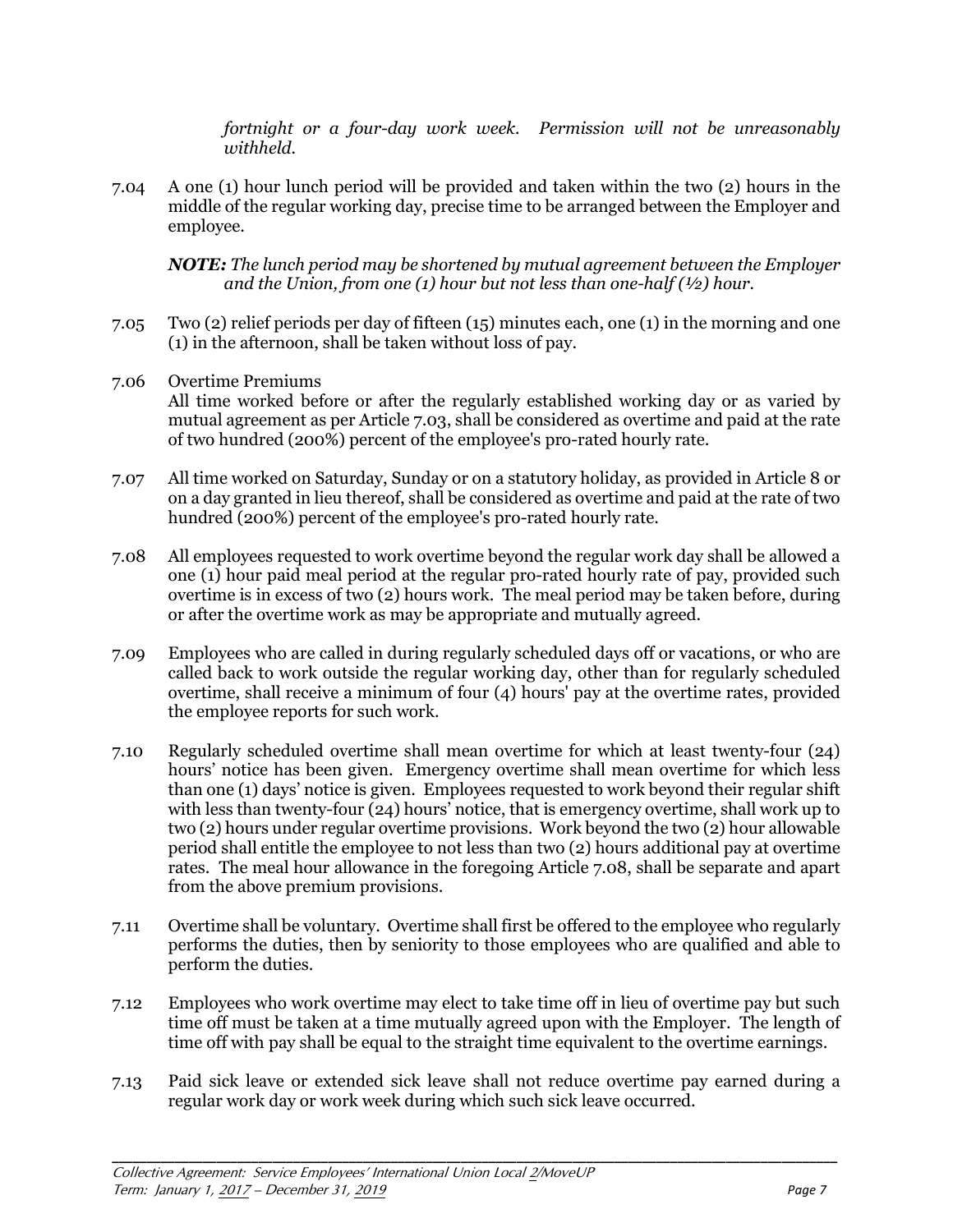*fortnight or a four-day work week. Permission will not be unreasonably withheld.*

7.04 A one (1) hour lunch period will be provided and taken within the two (2) hours in the middle of the regular working day, precise time to be arranged between the Employer and employee.

***NOTE:*** *The lunch period may be shortened by mutual agreement between the Employer and the Union, from one (1) hour but not less than one-half (½) hour.*

7.05 Two (2) relief periods per day of fifteen (15) minutes each, one (1) in the morning and one (1) in the afternoon, shall be taken without loss of pay.

7.06 Overtime Premiums
All time worked before or after the regularly established working day or as varied by mutual agreement as per Article 7.03, shall be considered as overtime and paid at the rate of two hundred (200%) percent of the employee's pro-rated hourly rate.

7.07 All time worked on Saturday, Sunday or on a statutory holiday, as provided in Article 8 or on a day granted in lieu thereof, shall be considered as overtime and paid at the rate of two hundred (200%) percent of the employee's pro-rated hourly rate.

7.08 All employees requested to work overtime beyond the regular work day shall be allowed a one (1) hour paid meal period at the regular pro-rated hourly rate of pay, provided such overtime is in excess of two (2) hours work. The meal period may be taken before, during or after the overtime work as may be appropriate and mutually agreed.

7.09 Employees who are called in during regularly scheduled days off or vacations, or who are called back to work outside the regular working day, other than for regularly scheduled overtime, shall receive a minimum of four (4) hours' pay at the overtime rates, provided the employee reports for such work.

7.10 Regularly scheduled overtime shall mean overtime for which at least twenty-four (24) hours' notice has been given. Emergency overtime shall mean overtime for which less than one (1) days' notice is given. Employees requested to work beyond their regular shift with less than twenty-four (24) hours' notice, that is emergency overtime, shall work up to two (2) hours under regular overtime provisions. Work beyond the two (2) hour allowable period shall entitle the employee to not less than two (2) hours additional pay at overtime rates. The meal hour allowance in the foregoing Article 7.08, shall be separate and apart from the above premium provisions.

7.11 Overtime shall be voluntary. Overtime shall first be offered to the employee who regularly performs the duties, then by seniority to those employees who are qualified and able to perform the duties.

7.12 Employees who work overtime may elect to take time off in lieu of overtime pay but such time off must be taken at a time mutually agreed upon with the Employer. The length of time off with pay shall be equal to the straight time equivalent to the overtime earnings.

7.13 Paid sick leave or extended sick leave shall not reduce overtime pay earned during a regular work day or work week during which such sick leave occurred.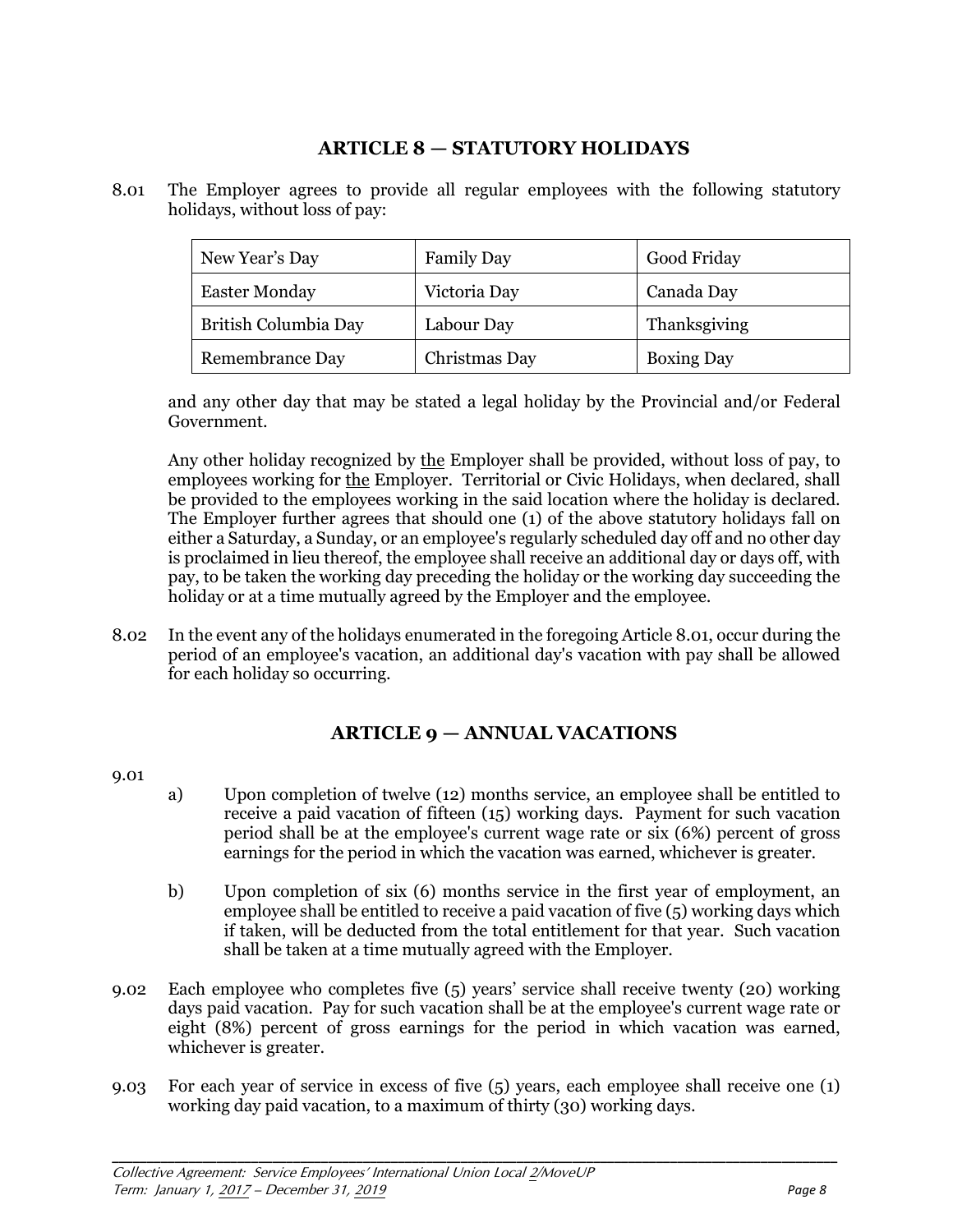## ARTICLE 8 — STATUTORY HOLIDAYS

8.01 The Employer agrees to provide all regular employees with the following statutory holidays, without loss of pay:

| New Year's Day | Family Day | Good Friday |
|---|---|---|
| Easter Monday | Victoria Day | Canada Day |
| British Columbia Day | Labour Day | Thanksgiving |
| Remembrance Day | Christmas Day | Boxing Day |

and any other day that may be stated a legal holiday by the Provincial and/or Federal Government.

Any other holiday recognized by the Employer shall be provided, without loss of pay, to employees working for the Employer. Territorial or Civic Holidays, when declared, shall be provided to the employees working in the said location where the holiday is declared. The Employer further agrees that should one (1) of the above statutory holidays fall on either a Saturday, a Sunday, or an employee's regularly scheduled day off and no other day is proclaimed in lieu thereof, the employee shall receive an additional day or days off, with pay, to be taken the working day preceding the holiday or the working day succeeding the holiday or at a time mutually agreed by the Employer and the employee.

8.02 In the event any of the holidays enumerated in the foregoing Article 8.01, occur during the period of an employee's vacation, an additional day's vacation with pay shall be allowed for each holiday so occurring.

## ARTICLE 9 — ANNUAL VACATIONS

9.01

a) Upon completion of twelve (12) months service, an employee shall be entitled to receive a paid vacation of fifteen (15) working days. Payment for such vacation period shall be at the employee's current wage rate or six (6%) percent of gross earnings for the period in which the vacation was earned, whichever is greater.

b) Upon completion of six (6) months service in the first year of employment, an employee shall be entitled to receive a paid vacation of five (5) working days which if taken, will be deducted from the total entitlement for that year. Such vacation shall be taken at a time mutually agreed with the Employer.

9.02 Each employee who completes five (5) years' service shall receive twenty (20) working days paid vacation. Pay for such vacation shall be at the employee's current wage rate or eight (8%) percent of gross earnings for the period in which vacation was earned, whichever is greater.

9.03 For each year of service in excess of five (5) years, each employee shall receive one (1) working day paid vacation, to a maximum of thirty (30) working days.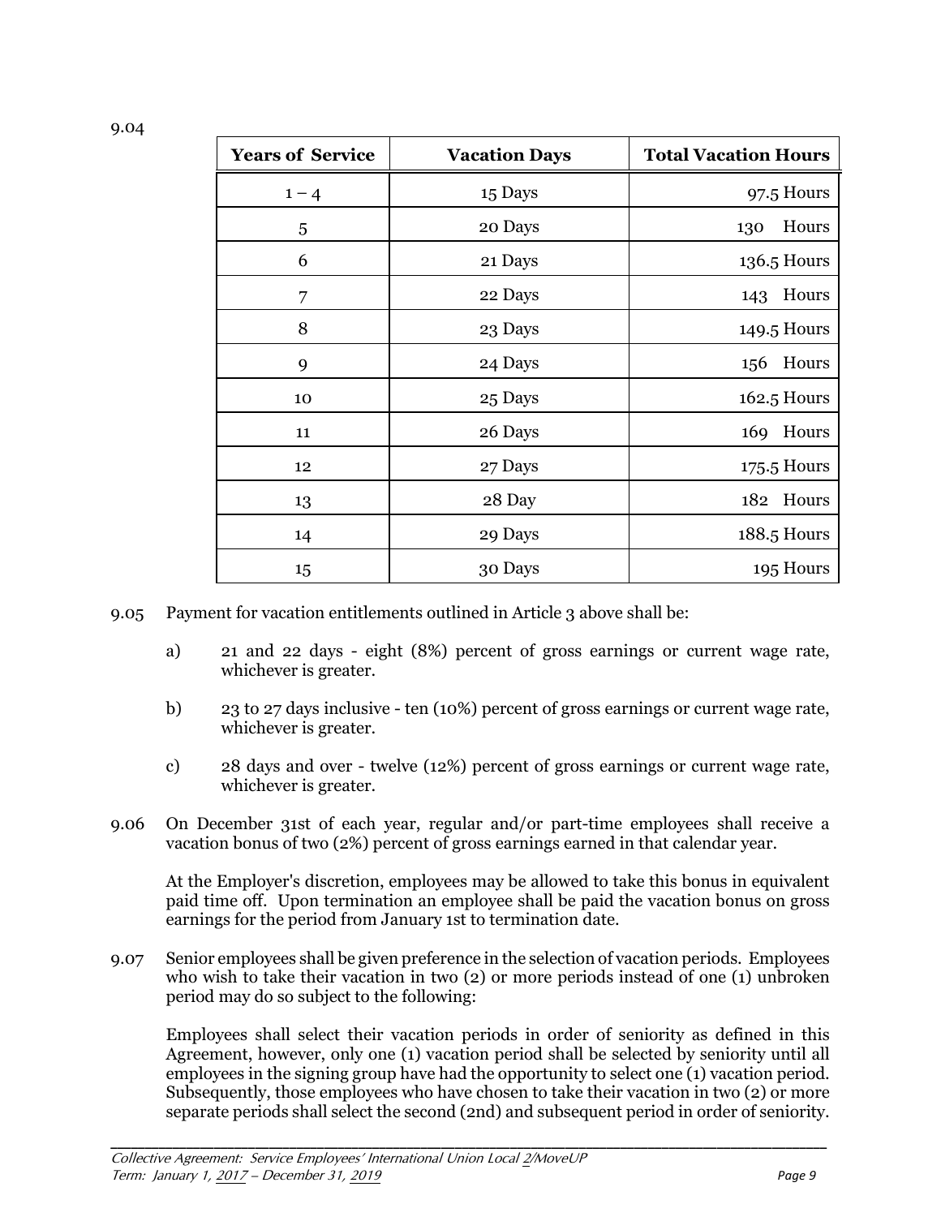9.04

| Years of Service | Vacation Days | Total Vacation Hours |
|---|---|---|
| 1 – 4 | 15 Days | 97.5 Hours |
| 5 | 20 Days | 130 Hours |
| 6 | 21 Days | 136.5 Hours |
| 7 | 22 Days | 143 Hours |
| 8 | 23 Days | 149.5 Hours |
| 9 | 24 Days | 156 Hours |
| 10 | 25 Days | 162.5 Hours |
| 11 | 26 Days | 169 Hours |
| 12 | 27 Days | 175.5 Hours |
| 13 | 28 Day | 182 Hours |
| 14 | 29 Days | 188.5 Hours |
| 15 | 30 Days | 195 Hours |

9.05 Payment for vacation entitlements outlined in Article 3 above shall be:

a) 21 and 22 days - eight (8%) percent of gross earnings or current wage rate, whichever is greater.

b) 23 to 27 days inclusive - ten (10%) percent of gross earnings or current wage rate, whichever is greater.

c) 28 days and over - twelve (12%) percent of gross earnings or current wage rate, whichever is greater.

9.06 On December 31st of each year, regular and/or part-time employees shall receive a vacation bonus of two (2%) percent of gross earnings earned in that calendar year.

At the Employer's discretion, employees may be allowed to take this bonus in equivalent paid time off. Upon termination an employee shall be paid the vacation bonus on gross earnings for the period from January 1st to termination date.

9.07 Senior employees shall be given preference in the selection of vacation periods. Employees who wish to take their vacation in two (2) or more periods instead of one (1) unbroken period may do so subject to the following:

Employees shall select their vacation periods in order of seniority as defined in this Agreement, however, only one (1) vacation period shall be selected by seniority until all employees in the signing group have had the opportunity to select one (1) vacation period. Subsequently, those employees who have chosen to take their vacation in two (2) or more separate periods shall select the second (2nd) and subsequent period in order of seniority.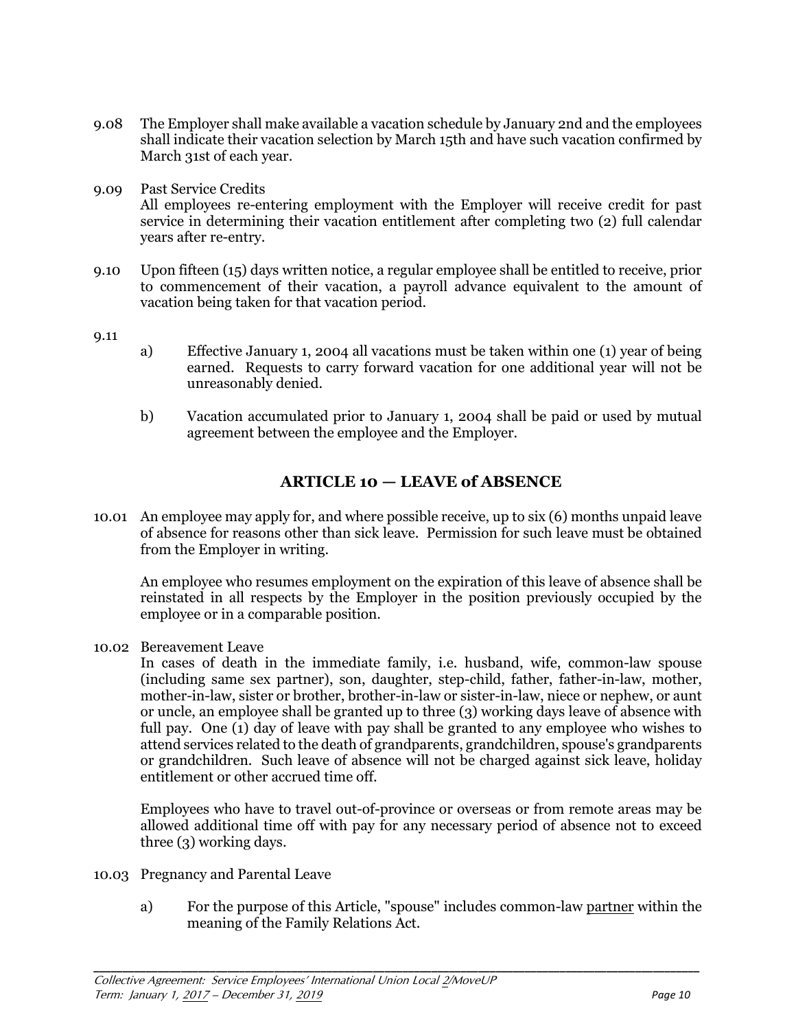9.08 The Employer shall make available a vacation schedule by January 2nd and the employees shall indicate their vacation selection by March 15th and have such vacation confirmed by March 31st of each year.

9.09 Past Service Credits
All employees re-entering employment with the Employer will receive credit for past service in determining their vacation entitlement after completing two (2) full calendar years after re-entry.

9.10 Upon fifteen (15) days written notice, a regular employee shall be entitled to receive, prior to commencement of their vacation, a payroll advance equivalent to the amount of vacation being taken for that vacation period.

9.11

a) Effective January 1, 2004 all vacations must be taken within one (1) year of being earned. Requests to carry forward vacation for one additional year will not be unreasonably denied.

b) Vacation accumulated prior to January 1, 2004 shall be paid or used by mutual agreement between the employee and the Employer.

## ARTICLE 10 — LEAVE of ABSENCE

10.01 An employee may apply for, and where possible receive, up to six (6) months unpaid leave of absence for reasons other than sick leave. Permission for such leave must be obtained from the Employer in writing.

An employee who resumes employment on the expiration of this leave of absence shall be reinstated in all respects by the Employer in the position previously occupied by the employee or in a comparable position.

10.02 Bereavement Leave
In cases of death in the immediate family, i.e. husband, wife, common-law spouse (including same sex partner), son, daughter, step-child, father, father-in-law, mother, mother-in-law, sister or brother, brother-in-law or sister-in-law, niece or nephew, or aunt or uncle, an employee shall be granted up to three (3) working days leave of absence with full pay. One (1) day of leave with pay shall be granted to any employee who wishes to attend services related to the death of grandparents, grandchildren, spouse's grandparents or grandchildren. Such leave of absence will not be charged against sick leave, holiday entitlement or other accrued time off.

Employees who have to travel out-of-province or overseas or from remote areas may be allowed additional time off with pay for any necessary period of absence not to exceed three (3) working days.

10.03 Pregnancy and Parental Leave

a) For the purpose of this Article, "spouse" includes common-law partner within the meaning of the Family Relations Act.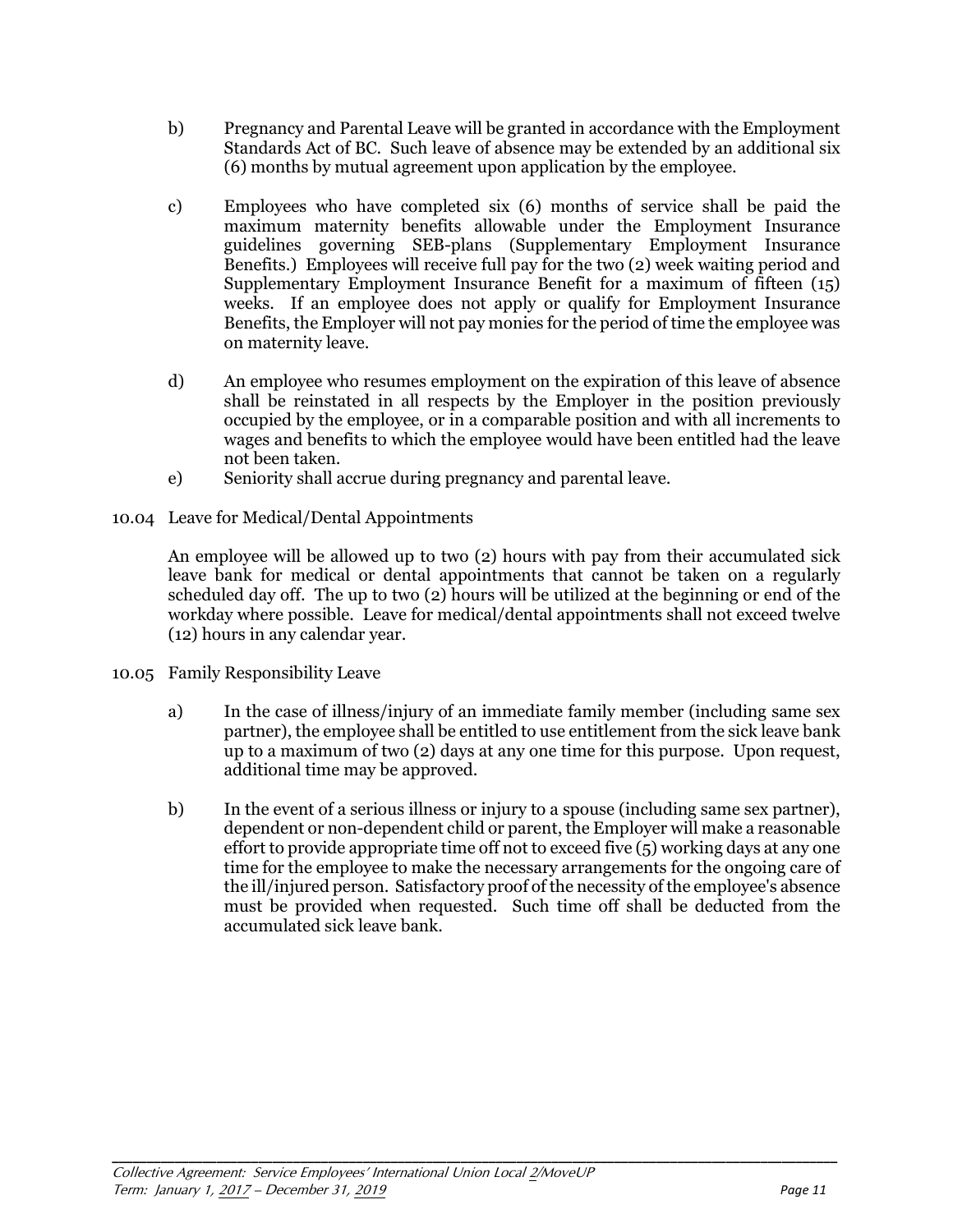b) Pregnancy and Parental Leave will be granted in accordance with the Employment Standards Act of BC. Such leave of absence may be extended by an additional six (6) months by mutual agreement upon application by the employee.

c) Employees who have completed six (6) months of service shall be paid the maximum maternity benefits allowable under the Employment Insurance guidelines governing SEB-plans (Supplementary Employment Insurance Benefits.) Employees will receive full pay for the two (2) week waiting period and Supplementary Employment Insurance Benefit for a maximum of fifteen (15) weeks. If an employee does not apply or qualify for Employment Insurance Benefits, the Employer will not pay monies for the period of time the employee was on maternity leave.

d) An employee who resumes employment on the expiration of this leave of absence shall be reinstated in all respects by the Employer in the position previously occupied by the employee, or in a comparable position and with all increments to wages and benefits to which the employee would have been entitled had the leave not been taken.

e) Seniority shall accrue during pregnancy and parental leave.

10.04 Leave for Medical/Dental Appointments

An employee will be allowed up to two (2) hours with pay from their accumulated sick leave bank for medical or dental appointments that cannot be taken on a regularly scheduled day off. The up to two (2) hours will be utilized at the beginning or end of the workday where possible. Leave for medical/dental appointments shall not exceed twelve (12) hours in any calendar year.

10.05 Family Responsibility Leave

a) In the case of illness/injury of an immediate family member (including same sex partner), the employee shall be entitled to use entitlement from the sick leave bank up to a maximum of two (2) days at any one time for this purpose. Upon request, additional time may be approved.

b) In the event of a serious illness or injury to a spouse (including same sex partner), dependent or non-dependent child or parent, the Employer will make a reasonable effort to provide appropriate time off not to exceed five (5) working days at any one time for the employee to make the necessary arrangements for the ongoing care of the ill/injured person. Satisfactory proof of the necessity of the employee's absence must be provided when requested. Such time off shall be deducted from the accumulated sick leave bank.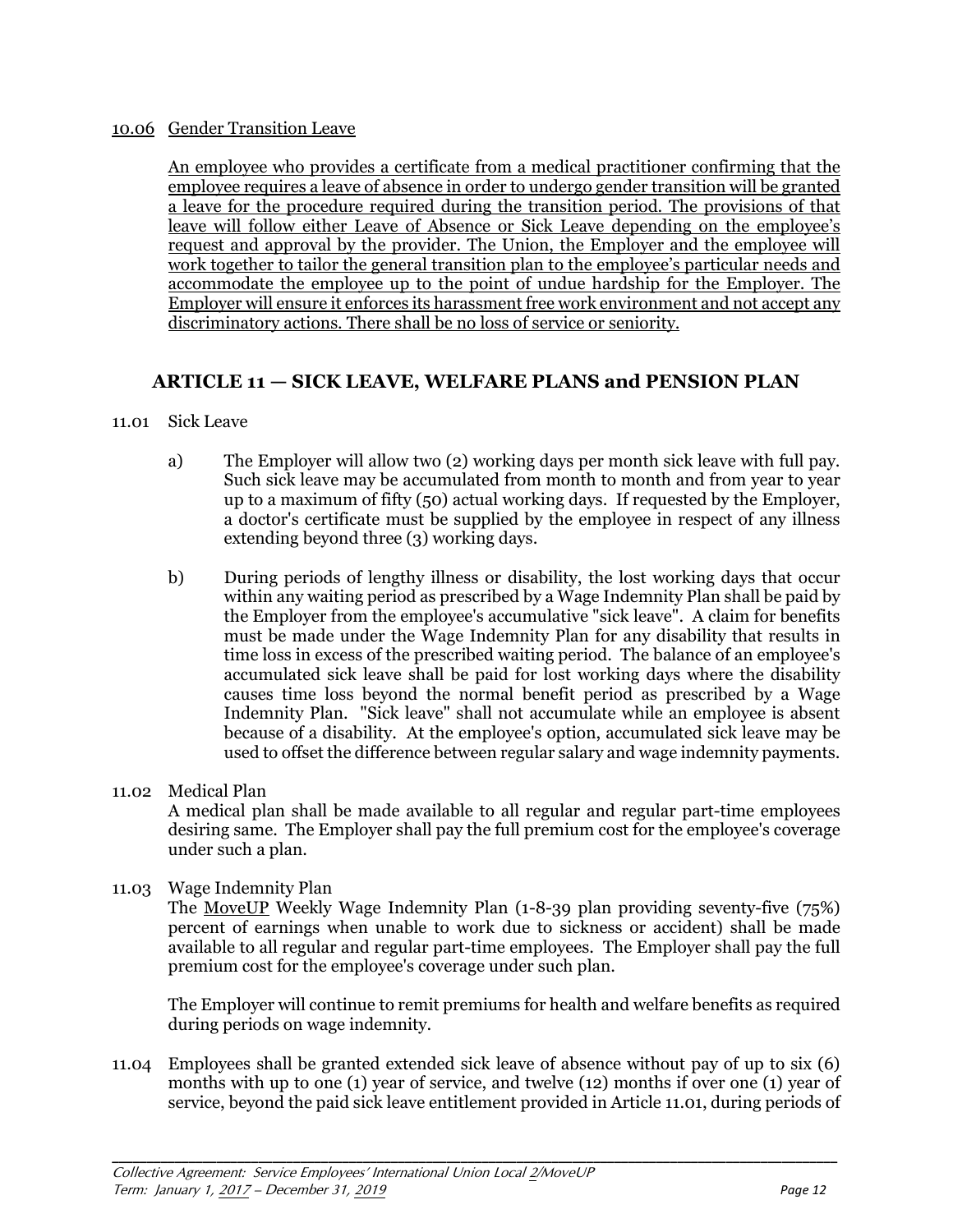10.06 <u>Gender Transition Leave</u>

<u>An employee who provides a certificate from a medical practitioner confirming that the employee requires a leave of absence in order to undergo gender transition will be granted a leave for the procedure required during the transition period. The provisions of that leave will follow either Leave of Absence or Sick Leave depending on the employee's request and approval by the provider. The Union, the Employer and the employee will work together to tailor the general transition plan to the employee's particular needs and accommodate the employee up to the point of undue hardship for the Employer. The Employer will ensure it enforces its harassment free work environment and not accept any discriminatory actions. There shall be no loss of service or seniority.</u>

## ARTICLE 11 — SICK LEAVE, WELFARE PLANS and PENSION PLAN

11.01 Sick Leave

a) The Employer will allow two (2) working days per month sick leave with full pay. Such sick leave may be accumulated from month to month and from year to year up to a maximum of fifty (50) actual working days. If requested by the Employer, a doctor's certificate must be supplied by the employee in respect of any illness extending beyond three (3) working days.

b) During periods of lengthy illness or disability, the lost working days that occur within any waiting period as prescribed by a Wage Indemnity Plan shall be paid by the Employer from the employee's accumulative "sick leave". A claim for benefits must be made under the Wage Indemnity Plan for any disability that results in time loss in excess of the prescribed waiting period. The balance of an employee's accumulated sick leave shall be paid for lost working days where the disability causes time loss beyond the normal benefit period as prescribed by a Wage Indemnity Plan. "Sick leave" shall not accumulate while an employee is absent because of a disability. At the employee's option, accumulated sick leave may be used to offset the difference between regular salary and wage indemnity payments.

11.02 Medical Plan
A medical plan shall be made available to all regular and regular part-time employees desiring same. The Employer shall pay the full premium cost for the employee's coverage under such a plan.

11.03 Wage Indemnity Plan
The <u>MoveUP</u> Weekly Wage Indemnity Plan (1-8-39 plan providing seventy-five (75%) percent of earnings when unable to work due to sickness or accident) shall be made available to all regular and regular part-time employees. The Employer shall pay the full premium cost for the employee's coverage under such plan.

The Employer will continue to remit premiums for health and welfare benefits as required during periods on wage indemnity.

11.04 Employees shall be granted extended sick leave of absence without pay of up to six (6) months with up to one (1) year of service, and twelve (12) months if over one (1) year of service, beyond the paid sick leave entitlement provided in Article 11.01, during periods of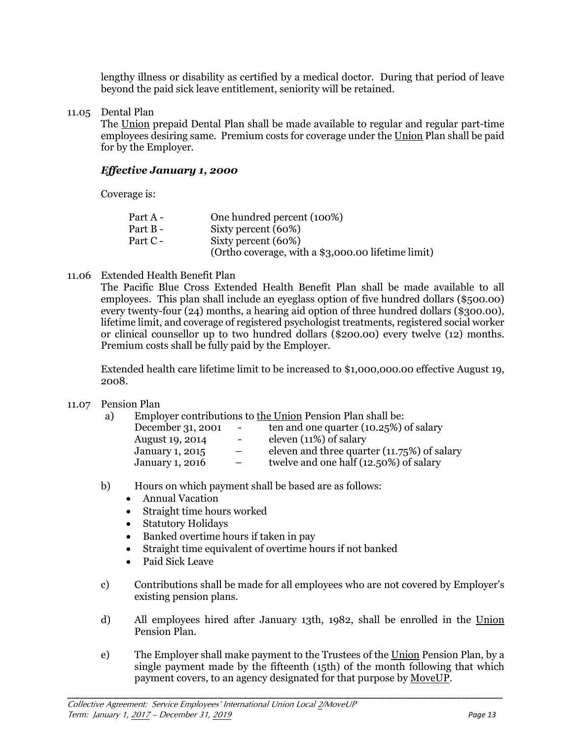lengthy illness or disability as certified by a medical doctor. During that period of leave beyond the paid sick leave entitlement, seniority will be retained.

11.05 Dental Plan

The Union prepaid Dental Plan shall be made available to regular and regular part-time employees desiring same. Premium costs for coverage under the Union Plan shall be paid for by the Employer.

***Effective January 1, 2000***

Coverage is:

| | |
|---|---|
| Part A - | One hundred percent (100%) |
| Part B - | Sixty percent (60%) |
| Part C - | Sixty percent (60%)<br>(Ortho coverage, with a $3,000.00 lifetime limit) |

11.06 Extended Health Benefit Plan

The Pacific Blue Cross Extended Health Benefit Plan shall be made available to all employees. This plan shall include an eyeglass option of five hundred dollars ($500.00) every twenty-four (24) months, a hearing aid option of three hundred dollars ($300.00), lifetime limit, and coverage of registered psychologist treatments, registered social worker or clinical counsellor up to two hundred dollars ($200.00) every twelve (12) months. Premium costs shall be fully paid by the Employer.

Extended health care lifetime limit to be increased to $1,000,000.00 effective August 19, 2008.

11.07 Pension Plan

a) Employer contributions to the Union Pension Plan shall be:

| | | |
|---|---|---|
| December 31, 2001 | - | ten and one quarter (10.25%) of salary |
| August 19, 2014 | - | eleven (11%) of salary |
| January 1, 2015 | – | eleven and three quarter (11.75%) of salary |
| January 1, 2016 | – | twelve and one half (12.50%) of salary |

b) Hours on which payment shall be based are as follows:

- Annual Vacation
- Straight time hours worked
- Statutory Holidays
- Banked overtime hours if taken in pay
- Straight time equivalent of overtime hours if not banked
- Paid Sick Leave

c) Contributions shall be made for all employees who are not covered by Employer's existing pension plans.

d) All employees hired after January 13th, 1982, shall be enrolled in the Union Pension Plan.

e) The Employer shall make payment to the Trustees of the Union Pension Plan, by a single payment made by the fifteenth (15th) of the month following that which payment covers, to an agency designated for that purpose by MoveUP.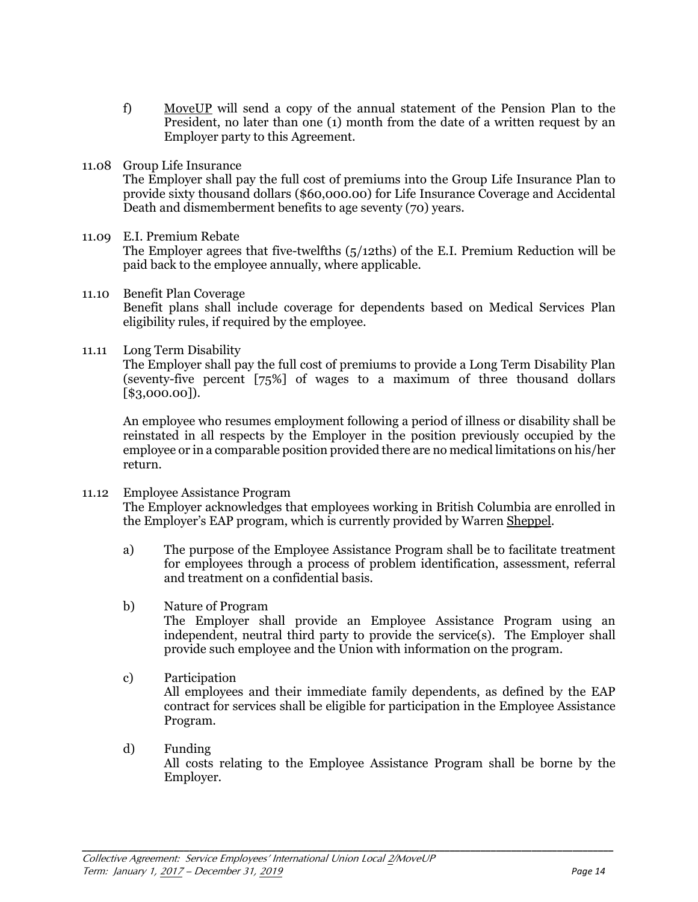f) MoveUP will send a copy of the annual statement of the Pension Plan to the President, no later than one (1) month from the date of a written request by an Employer party to this Agreement.

11.08 Group Life Insurance
The Employer shall pay the full cost of premiums into the Group Life Insurance Plan to provide sixty thousand dollars ($60,000.00) for Life Insurance Coverage and Accidental Death and dismemberment benefits to age seventy (70) years.

11.09 E.I. Premium Rebate
The Employer agrees that five-twelfths (5/12ths) of the E.I. Premium Reduction will be paid back to the employee annually, where applicable.

11.10 Benefit Plan Coverage
Benefit plans shall include coverage for dependents based on Medical Services Plan eligibility rules, if required by the employee.

11.11 Long Term Disability
The Employer shall pay the full cost of premiums to provide a Long Term Disability Plan (seventy-five percent [75%] of wages to a maximum of three thousand dollars [$3,000.00]).

An employee who resumes employment following a period of illness or disability shall be reinstated in all respects by the Employer in the position previously occupied by the employee or in a comparable position provided there are no medical limitations on his/her return.

11.12 Employee Assistance Program
The Employer acknowledges that employees working in British Columbia are enrolled in the Employer's EAP program, which is currently provided by Warren Sheppel.

a) The purpose of the Employee Assistance Program shall be to facilitate treatment for employees through a process of problem identification, assessment, referral and treatment on a confidential basis.

b) Nature of Program
The Employer shall provide an Employee Assistance Program using an independent, neutral third party to provide the service(s). The Employer shall provide such employee and the Union with information on the program.

c) Participation
All employees and their immediate family dependents, as defined by the EAP contract for services shall be eligible for participation in the Employee Assistance Program.

d) Funding
All costs relating to the Employee Assistance Program shall be borne by the Employer.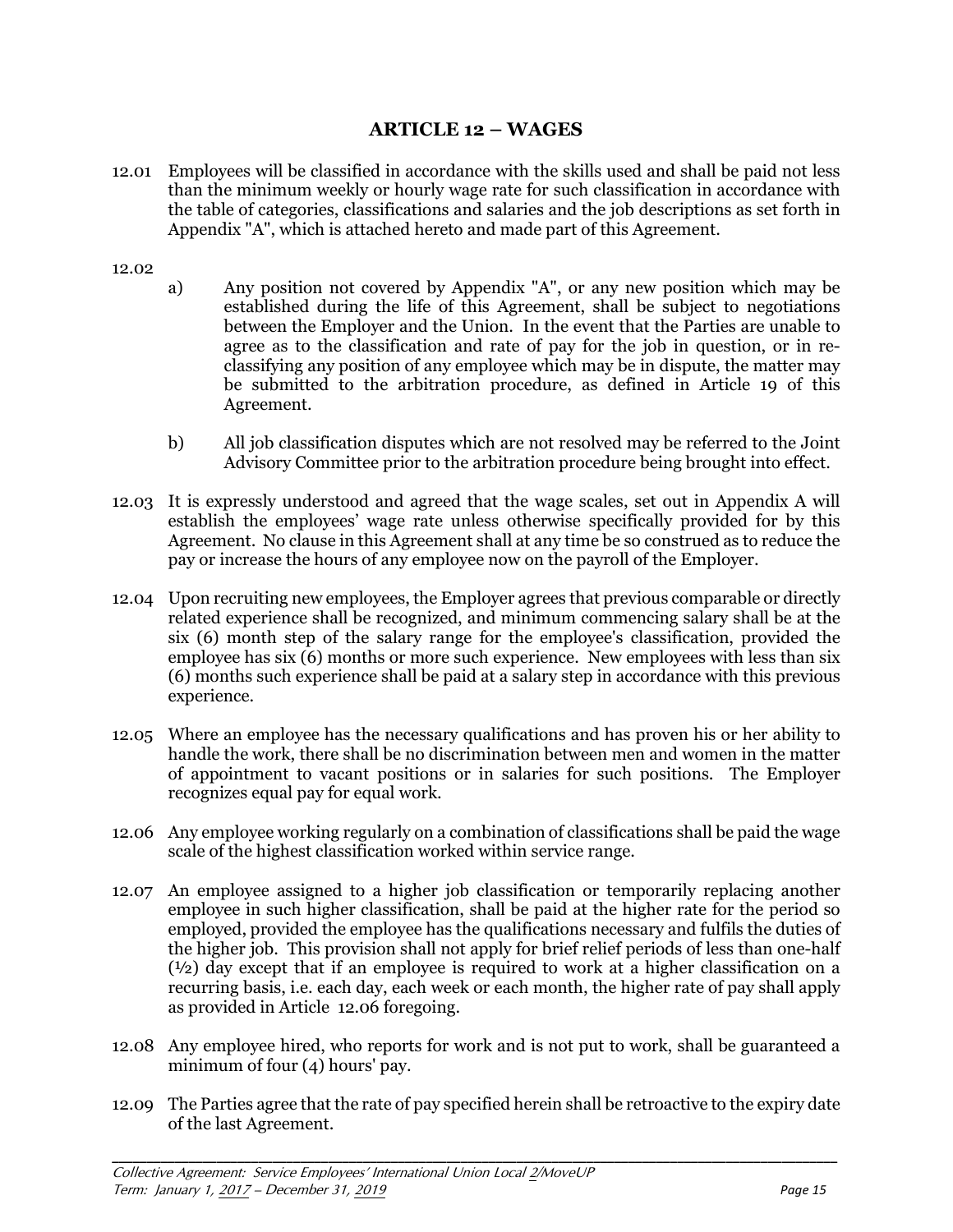## ARTICLE 12 – WAGES

12.01 Employees will be classified in accordance with the skills used and shall be paid not less than the minimum weekly or hourly wage rate for such classification in accordance with the table of categories, classifications and salaries and the job descriptions as set forth in Appendix "A", which is attached hereto and made part of this Agreement.

12.02

a) Any position not covered by Appendix "A", or any new position which may be established during the life of this Agreement, shall be subject to negotiations between the Employer and the Union. In the event that the Parties are unable to agree as to the classification and rate of pay for the job in question, or in re-classifying any position of any employee which may be in dispute, the matter may be submitted to the arbitration procedure, as defined in Article 19 of this Agreement.

b) All job classification disputes which are not resolved may be referred to the Joint Advisory Committee prior to the arbitration procedure being brought into effect.

12.03 It is expressly understood and agreed that the wage scales, set out in Appendix A will establish the employees' wage rate unless otherwise specifically provided for by this Agreement. No clause in this Agreement shall at any time be so construed as to reduce the pay or increase the hours of any employee now on the payroll of the Employer.

12.04 Upon recruiting new employees, the Employer agrees that previous comparable or directly related experience shall be recognized, and minimum commencing salary shall be at the six (6) month step of the salary range for the employee's classification, provided the employee has six (6) months or more such experience. New employees with less than six (6) months such experience shall be paid at a salary step in accordance with this previous experience.

12.05 Where an employee has the necessary qualifications and has proven his or her ability to handle the work, there shall be no discrimination between men and women in the matter of appointment to vacant positions or in salaries for such positions. The Employer recognizes equal pay for equal work.

12.06 Any employee working regularly on a combination of classifications shall be paid the wage scale of the highest classification worked within service range.

12.07 An employee assigned to a higher job classification or temporarily replacing another employee in such higher classification, shall be paid at the higher rate for the period so employed, provided the employee has the qualifications necessary and fulfils the duties of the higher job. This provision shall not apply for brief relief periods of less than one-half (½) day except that if an employee is required to work at a higher classification on a recurring basis, i.e. each day, each week or each month, the higher rate of pay shall apply as provided in Article 12.06 foregoing.

12.08 Any employee hired, who reports for work and is not put to work, shall be guaranteed a minimum of four (4) hours' pay.

12.09 The Parties agree that the rate of pay specified herein shall be retroactive to the expiry date of the last Agreement.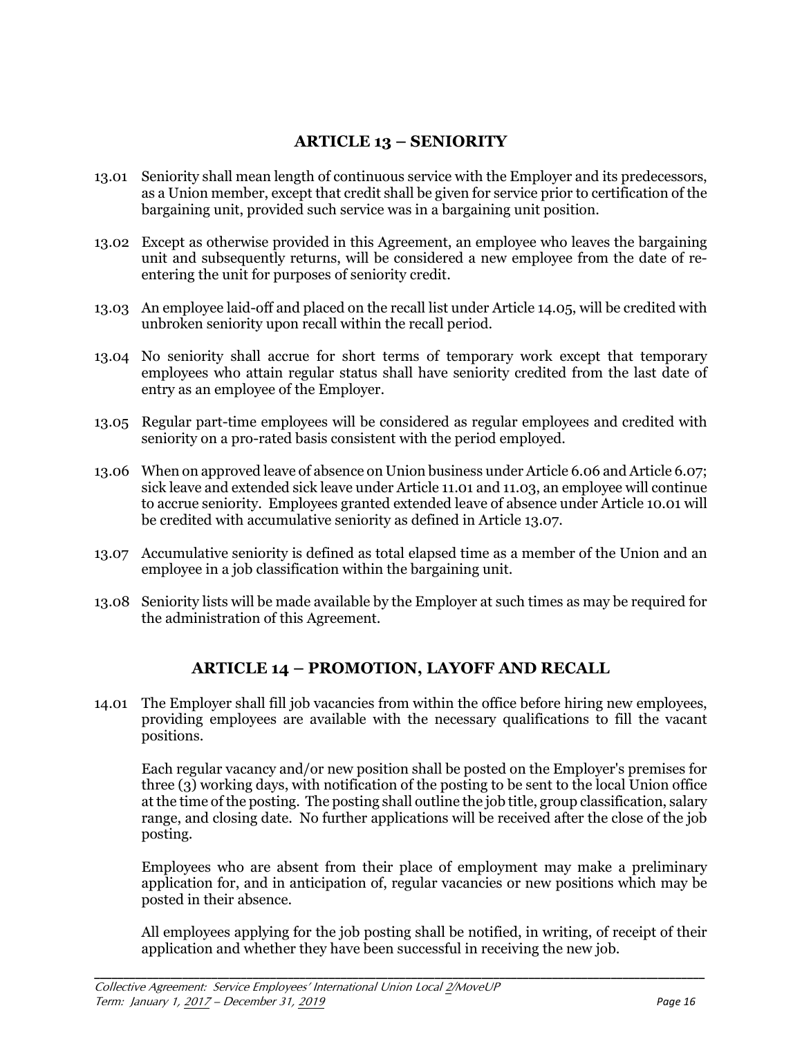## ARTICLE 13 – SENIORITY

13.01 Seniority shall mean length of continuous service with the Employer and its predecessors, as a Union member, except that credit shall be given for service prior to certification of the bargaining unit, provided such service was in a bargaining unit position.

13.02 Except as otherwise provided in this Agreement, an employee who leaves the bargaining unit and subsequently returns, will be considered a new employee from the date of re-entering the unit for purposes of seniority credit.

13.03 An employee laid-off and placed on the recall list under Article 14.05, will be credited with unbroken seniority upon recall within the recall period.

13.04 No seniority shall accrue for short terms of temporary work except that temporary employees who attain regular status shall have seniority credited from the last date of entry as an employee of the Employer.

13.05 Regular part-time employees will be considered as regular employees and credited with seniority on a pro-rated basis consistent with the period employed.

13.06 When on approved leave of absence on Union business under Article 6.06 and Article 6.07; sick leave and extended sick leave under Article 11.01 and 11.03, an employee will continue to accrue seniority. Employees granted extended leave of absence under Article 10.01 will be credited with accumulative seniority as defined in Article 13.07.

13.07 Accumulative seniority is defined as total elapsed time as a member of the Union and an employee in a job classification within the bargaining unit.

13.08 Seniority lists will be made available by the Employer at such times as may be required for the administration of this Agreement.

## ARTICLE 14 – PROMOTION, LAYOFF AND RECALL

14.01 The Employer shall fill job vacancies from within the office before hiring new employees, providing employees are available with the necessary qualifications to fill the vacant positions.

Each regular vacancy and/or new position shall be posted on the Employer's premises for three (3) working days, with notification of the posting to be sent to the local Union office at the time of the posting. The posting shall outline the job title, group classification, salary range, and closing date. No further applications will be received after the close of the job posting.

Employees who are absent from their place of employment may make a preliminary application for, and in anticipation of, regular vacancies or new positions which may be posted in their absence.

All employees applying for the job posting shall be notified, in writing, of receipt of their application and whether they have been successful in receiving the new job.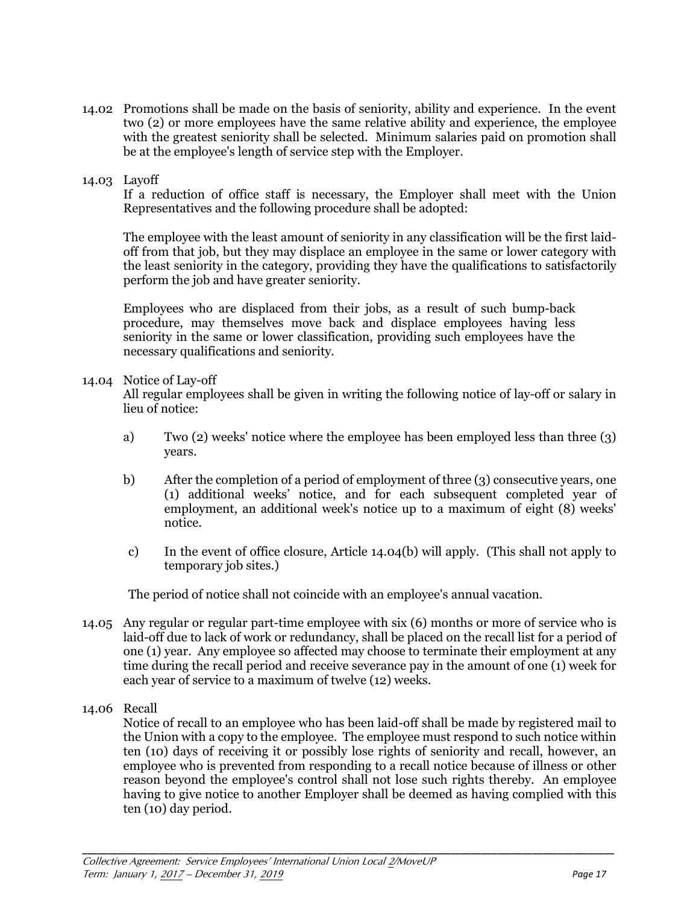14.02 Promotions shall be made on the basis of seniority, ability and experience. In the event two (2) or more employees have the same relative ability and experience, the employee with the greatest seniority shall be selected. Minimum salaries paid on promotion shall be at the employee's length of service step with the Employer.

14.03 Layoff

If a reduction of office staff is necessary, the Employer shall meet with the Union Representatives and the following procedure shall be adopted:

The employee with the least amount of seniority in any classification will be the first laid-off from that job, but they may displace an employee in the same or lower category with the least seniority in the category, providing they have the qualifications to satisfactorily perform the job and have greater seniority.

Employees who are displaced from their jobs, as a result of such bump-back procedure, may themselves move back and displace employees having less seniority in the same or lower classification, providing such employees have the necessary qualifications and seniority.

14.04 Notice of Lay-off

All regular employees shall be given in writing the following notice of lay-off or salary in lieu of notice:

a) Two (2) weeks' notice where the employee has been employed less than three (3) years.

b) After the completion of a period of employment of three (3) consecutive years, one (1) additional weeks' notice, and for each subsequent completed year of employment, an additional week's notice up to a maximum of eight (8) weeks' notice.

c) In the event of office closure, Article 14.04(b) will apply. (This shall not apply to temporary job sites.)

The period of notice shall not coincide with an employee's annual vacation.

14.05 Any regular or regular part-time employee with six (6) months or more of service who is laid-off due to lack of work or redundancy, shall be placed on the recall list for a period of one (1) year. Any employee so affected may choose to terminate their employment at any time during the recall period and receive severance pay in the amount of one (1) week for each year of service to a maximum of twelve (12) weeks.

14.06 Recall

Notice of recall to an employee who has been laid-off shall be made by registered mail to the Union with a copy to the employee. The employee must respond to such notice within ten (10) days of receiving it or possibly lose rights of seniority and recall, however, an employee who is prevented from responding to a recall notice because of illness or other reason beyond the employee's control shall not lose such rights thereby. An employee having to give notice to another Employer shall be deemed as having complied with this ten (10) day period.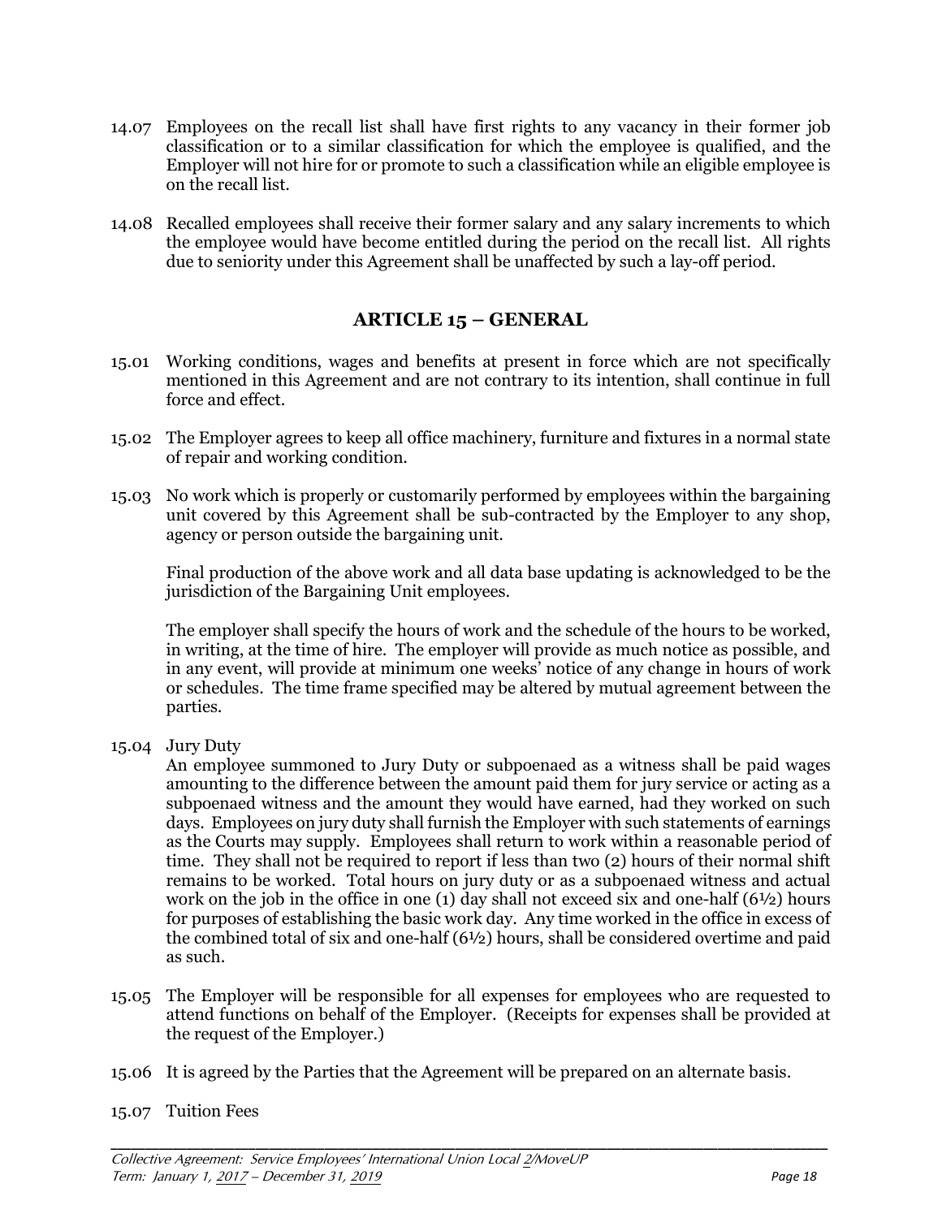14.07 Employees on the recall list shall have first rights to any vacancy in their former job classification or to a similar classification for which the employee is qualified, and the Employer will not hire for or promote to such a classification while an eligible employee is on the recall list.

14.08 Recalled employees shall receive their former salary and any salary increments to which the employee would have become entitled during the period on the recall list. All rights due to seniority under this Agreement shall be unaffected by such a lay-off period.

## ARTICLE 15 – GENERAL

15.01 Working conditions, wages and benefits at present in force which are not specifically mentioned in this Agreement and are not contrary to its intention, shall continue in full force and effect.

15.02 The Employer agrees to keep all office machinery, furniture and fixtures in a normal state of repair and working condition.

15.03 No work which is properly or customarily performed by employees within the bargaining unit covered by this Agreement shall be sub-contracted by the Employer to any shop, agency or person outside the bargaining unit.

Final production of the above work and all data base updating is acknowledged to be the jurisdiction of the Bargaining Unit employees.

The employer shall specify the hours of work and the schedule of the hours to be worked, in writing, at the time of hire. The employer will provide as much notice as possible, and in any event, will provide at minimum one weeks' notice of any change in hours of work or schedules. The time frame specified may be altered by mutual agreement between the parties.

15.04 Jury Duty

An employee summoned to Jury Duty or subpoenaed as a witness shall be paid wages amounting to the difference between the amount paid them for jury service or acting as a subpoenaed witness and the amount they would have earned, had they worked on such days. Employees on jury duty shall furnish the Employer with such statements of earnings as the Courts may supply. Employees shall return to work within a reasonable period of time. They shall not be required to report if less than two (2) hours of their normal shift remains to be worked. Total hours on jury duty or as a subpoenaed witness and actual work on the job in the office in one (1) day shall not exceed six and one-half (6½) hours for purposes of establishing the basic work day. Any time worked in the office in excess of the combined total of six and one-half (6½) hours, shall be considered overtime and paid as such.

15.05 The Employer will be responsible for all expenses for employees who are requested to attend functions on behalf of the Employer. (Receipts for expenses shall be provided at the request of the Employer.)

15.06 It is agreed by the Parties that the Agreement will be prepared on an alternate basis.

15.07 Tuition Fees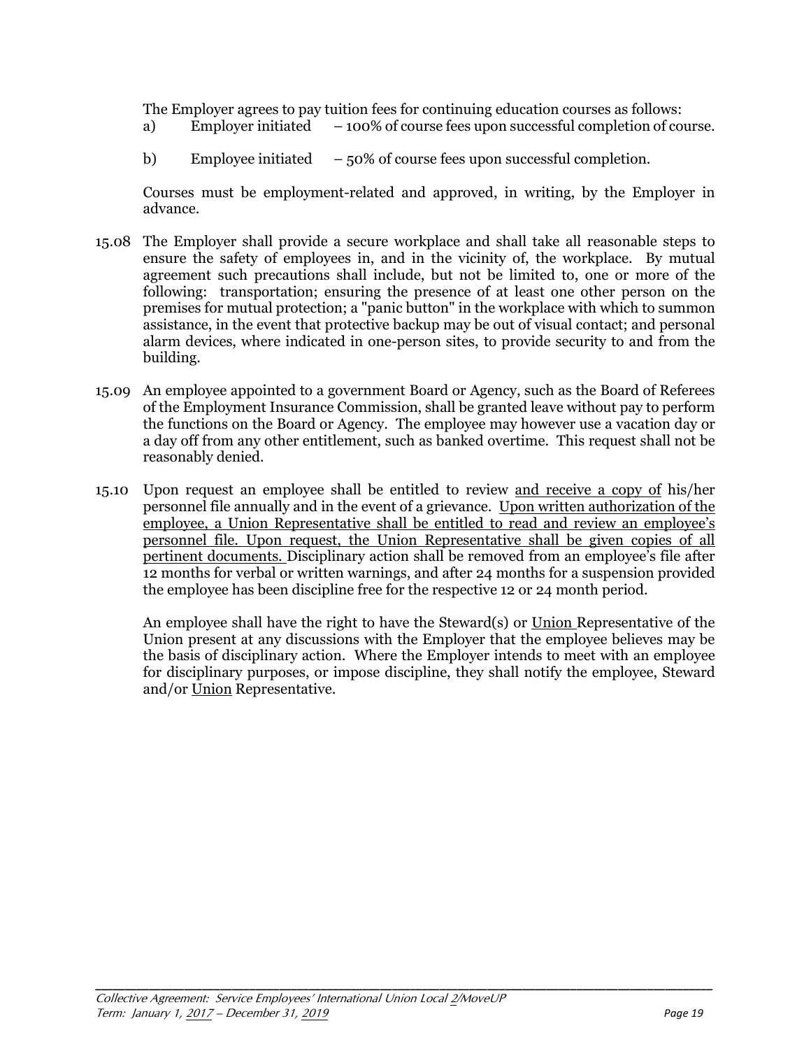The Employer agrees to pay tuition fees for continuing education courses as follows:

a) Employer initiated – 100% of course fees upon successful completion of course.

b) Employee initiated – 50% of course fees upon successful completion.

Courses must be employment-related and approved, in writing, by the Employer in advance.

15.08 The Employer shall provide a secure workplace and shall take all reasonable steps to ensure the safety of employees in, and in the vicinity of, the workplace. By mutual agreement such precautions shall include, but not be limited to, one or more of the following: transportation; ensuring the presence of at least one other person on the premises for mutual protection; a "panic button" in the workplace with which to summon assistance, in the event that protective backup may be out of visual contact; and personal alarm devices, where indicated in one-person sites, to provide security to and from the building.

15.09 An employee appointed to a government Board or Agency, such as the Board of Referees of the Employment Insurance Commission, shall be granted leave without pay to perform the functions on the Board or Agency. The employee may however use a vacation day or a day off from any other entitlement, such as banked overtime. This request shall not be reasonably denied.

15.10 Upon request an employee shall be entitled to review <u>and receive a copy of</u> his/her personnel file annually and in the event of a grievance. <u>Upon written authorization of the employee, a Union Representative shall be entitled to read and review an employee's personnel file. Upon request, the Union Representative shall be given copies of all pertinent documents.</u> Disciplinary action shall be removed from an employee's file after 12 months for verbal or written warnings, and after 24 months for a suspension provided the employee has been discipline free for the respective 12 or 24 month period.

An employee shall have the right to have the Steward(s) or <u>Union</u> Representative of the Union present at any discussions with the Employer that the employee believes may be the basis of disciplinary action. Where the Employer intends to meet with an employee for disciplinary purposes, or impose discipline, they shall notify the employee, Steward and/or <u>Union</u> Representative.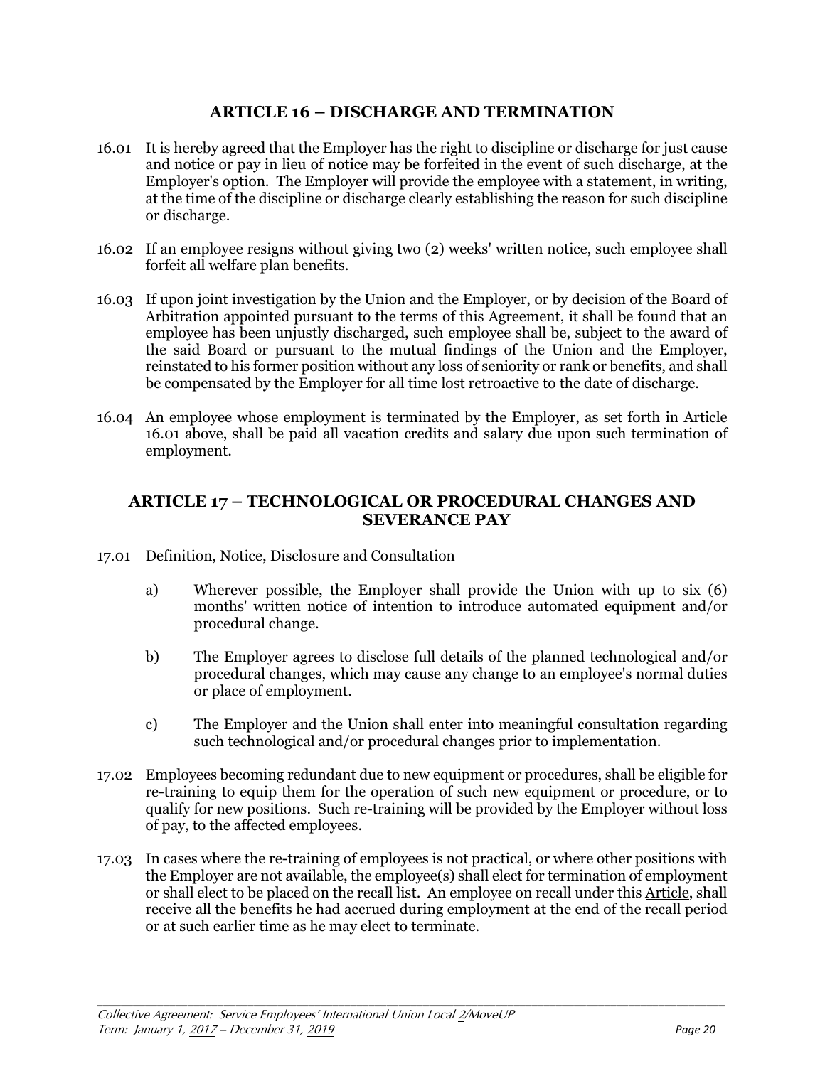## ARTICLE 16 – DISCHARGE AND TERMINATION

16.01 It is hereby agreed that the Employer has the right to discipline or discharge for just cause and notice or pay in lieu of notice may be forfeited in the event of such discharge, at the Employer's option. The Employer will provide the employee with a statement, in writing, at the time of the discipline or discharge clearly establishing the reason for such discipline or discharge.

16.02 If an employee resigns without giving two (2) weeks' written notice, such employee shall forfeit all welfare plan benefits.

16.03 If upon joint investigation by the Union and the Employer, or by decision of the Board of Arbitration appointed pursuant to the terms of this Agreement, it shall be found that an employee has been unjustly discharged, such employee shall be, subject to the award of the said Board or pursuant to the mutual findings of the Union and the Employer, reinstated to his former position without any loss of seniority or rank or benefits, and shall be compensated by the Employer for all time lost retroactive to the date of discharge.

16.04 An employee whose employment is terminated by the Employer, as set forth in Article 16.01 above, shall be paid all vacation credits and salary due upon such termination of employment.

## ARTICLE 17 – TECHNOLOGICAL OR PROCEDURAL CHANGES AND SEVERANCE PAY

17.01 Definition, Notice, Disclosure and Consultation

a) Wherever possible, the Employer shall provide the Union with up to six (6) months' written notice of intention to introduce automated equipment and/or procedural change.

b) The Employer agrees to disclose full details of the planned technological and/or procedural changes, which may cause any change to an employee's normal duties or place of employment.

c) The Employer and the Union shall enter into meaningful consultation regarding such technological and/or procedural changes prior to implementation.

17.02 Employees becoming redundant due to new equipment or procedures, shall be eligible for re-training to equip them for the operation of such new equipment or procedure, or to qualify for new positions. Such re-training will be provided by the Employer without loss of pay, to the affected employees.

17.03 In cases where the re-training of employees is not practical, or where other positions with the Employer are not available, the employee(s) shall elect for termination of employment or shall elect to be placed on the recall list. An employee on recall under this Article, shall receive all the benefits he had accrued during employment at the end of the recall period or at such earlier time as he may elect to terminate.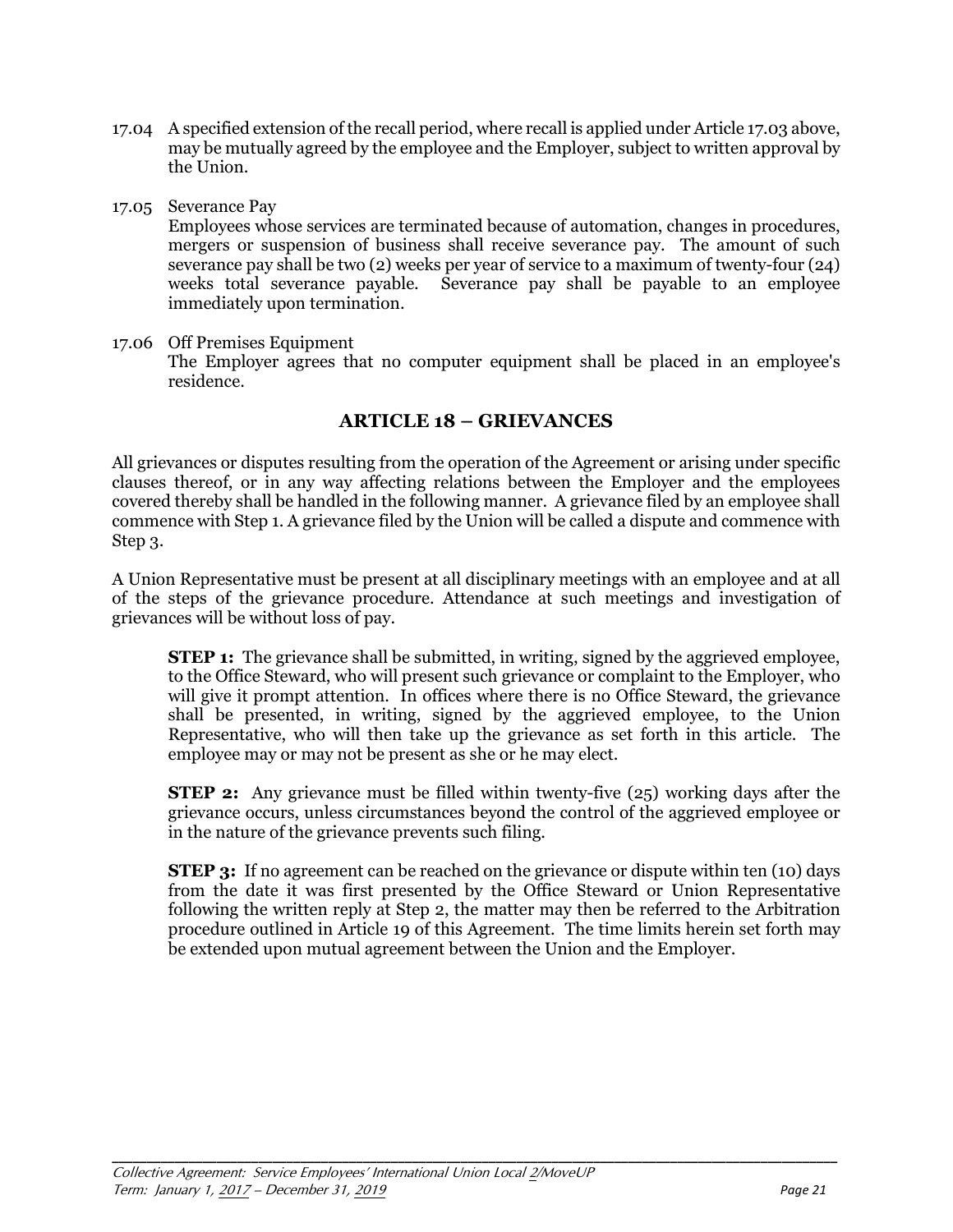17.04 A specified extension of the recall period, where recall is applied under Article 17.03 above, may be mutually agreed by the employee and the Employer, subject to written approval by the Union.

17.05 Severance Pay
Employees whose services are terminated because of automation, changes in procedures, mergers or suspension of business shall receive severance pay. The amount of such severance pay shall be two (2) weeks per year of service to a maximum of twenty-four (24) weeks total severance payable. Severance pay shall be payable to an employee immediately upon termination.

17.06 Off Premises Equipment
The Employer agrees that no computer equipment shall be placed in an employee's residence.

## ARTICLE 18 – GRIEVANCES

All grievances or disputes resulting from the operation of the Agreement or arising under specific clauses thereof, or in any way affecting relations between the Employer and the employees covered thereby shall be handled in the following manner. A grievance filed by an employee shall commence with Step 1. A grievance filed by the Union will be called a dispute and commence with Step 3.

A Union Representative must be present at all disciplinary meetings with an employee and at all of the steps of the grievance procedure. Attendance at such meetings and investigation of grievances will be without loss of pay.

**STEP 1:** The grievance shall be submitted, in writing, signed by the aggrieved employee, to the Office Steward, who will present such grievance or complaint to the Employer, who will give it prompt attention. In offices where there is no Office Steward, the grievance shall be presented, in writing, signed by the aggrieved employee, to the Union Representative, who will then take up the grievance as set forth in this article. The employee may or may not be present as she or he may elect.

**STEP 2:** Any grievance must be filled within twenty-five (25) working days after the grievance occurs, unless circumstances beyond the control of the aggrieved employee or in the nature of the grievance prevents such filing.

**STEP 3:** If no agreement can be reached on the grievance or dispute within ten (10) days from the date it was first presented by the Office Steward or Union Representative following the written reply at Step 2, the matter may then be referred to the Arbitration procedure outlined in Article 19 of this Agreement. The time limits herein set forth may be extended upon mutual agreement between the Union and the Employer.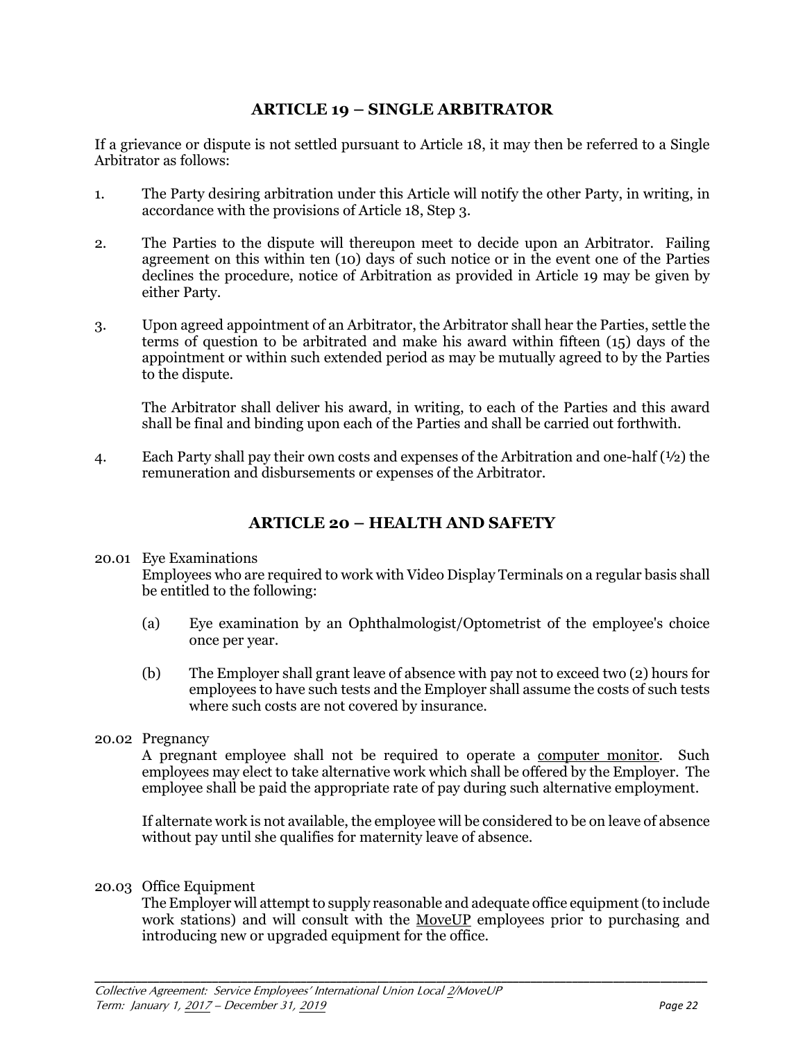## ARTICLE 19 – SINGLE ARBITRATOR

If a grievance or dispute is not settled pursuant to Article 18, it may then be referred to a Single Arbitrator as follows:

1. The Party desiring arbitration under this Article will notify the other Party, in writing, in accordance with the provisions of Article 18, Step 3.

2. The Parties to the dispute will thereupon meet to decide upon an Arbitrator. Failing agreement on this within ten (10) days of such notice or in the event one of the Parties declines the procedure, notice of Arbitration as provided in Article 19 may be given by either Party.

3. Upon agreed appointment of an Arbitrator, the Arbitrator shall hear the Parties, settle the terms of question to be arbitrated and make his award within fifteen (15) days of the appointment or within such extended period as may be mutually agreed to by the Parties to the dispute.

   The Arbitrator shall deliver his award, in writing, to each of the Parties and this award shall be final and binding upon each of the Parties and shall be carried out forthwith.

4. Each Party shall pay their own costs and expenses of the Arbitration and one-half (½) the remuneration and disbursements or expenses of the Arbitrator.

## ARTICLE 20 – HEALTH AND SAFETY

20.01 Eye Examinations

Employees who are required to work with Video Display Terminals on a regular basis shall be entitled to the following:

(a) Eye examination by an Ophthalmologist/Optometrist of the employee's choice once per year.

(b) The Employer shall grant leave of absence with pay not to exceed two (2) hours for employees to have such tests and the Employer shall assume the costs of such tests where such costs are not covered by insurance.

20.02 Pregnancy

A pregnant employee shall not be required to operate a computer monitor. Such employees may elect to take alternative work which shall be offered by the Employer. The employee shall be paid the appropriate rate of pay during such alternative employment.

If alternate work is not available, the employee will be considered to be on leave of absence without pay until she qualifies for maternity leave of absence.

20.03 Office Equipment

The Employer will attempt to supply reasonable and adequate office equipment (to include work stations) and will consult with the MoveUP employees prior to purchasing and introducing new or upgraded equipment for the office.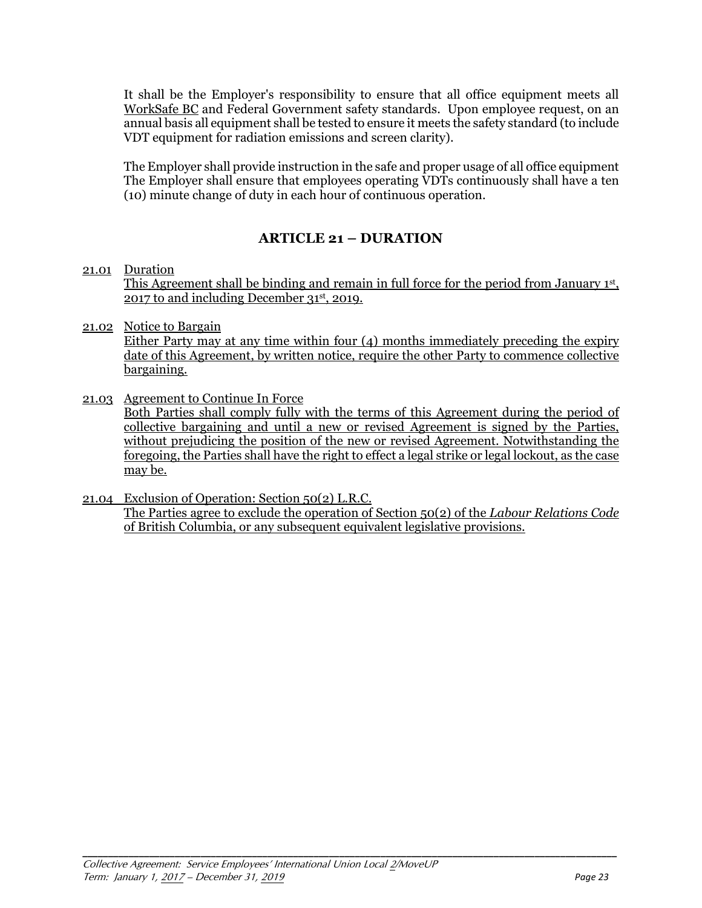It shall be the Employer's responsibility to ensure that all office equipment meets all WorkSafe BC and Federal Government safety standards. Upon employee request, on an annual basis all equipment shall be tested to ensure it meets the safety standard (to include VDT equipment for radiation emissions and screen clarity).

The Employer shall provide instruction in the safe and proper usage of all office equipment The Employer shall ensure that employees operating VDTs continuously shall have a ten (10) minute change of duty in each hour of continuous operation.

## ARTICLE 21 – DURATION

21.01 Duration
This Agreement shall be binding and remain in full force for the period from January 1st, 2017 to and including December 31st, 2019.

21.02 Notice to Bargain
Either Party may at any time within four (4) months immediately preceding the expiry date of this Agreement, by written notice, require the other Party to commence collective bargaining.

21.03 Agreement to Continue In Force
Both Parties shall comply fully with the terms of this Agreement during the period of collective bargaining and until a new or revised Agreement is signed by the Parties, without prejudicing the position of the new or revised Agreement. Notwithstanding the foregoing, the Parties shall have the right to effect a legal strike or legal lockout, as the case may be.

21.04 Exclusion of Operation: Section 50(2) L.R.C.
The Parties agree to exclude the operation of Section 50(2) of the *Labour Relations Code* of British Columbia, or any subsequent equivalent legislative provisions.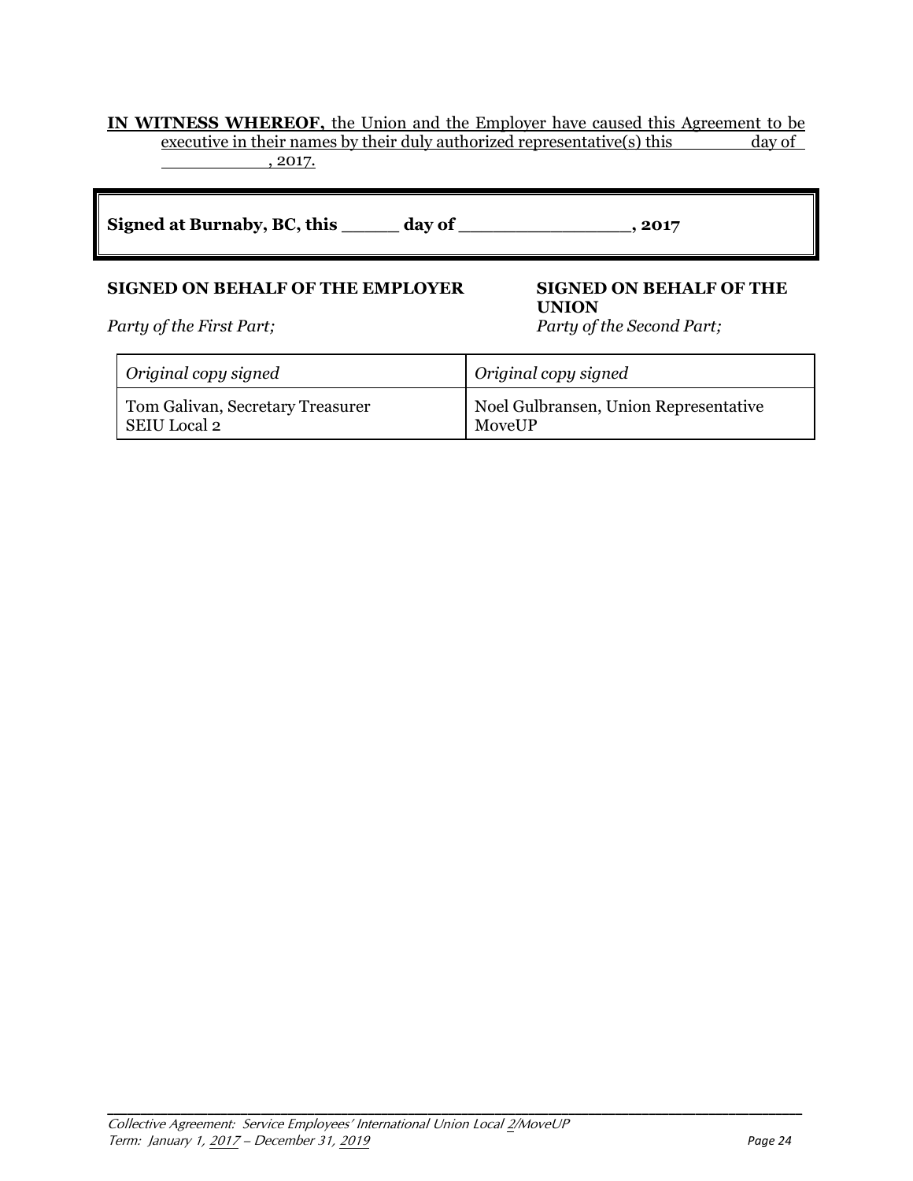**IN WITNESS WHEREOF,** the Union and the Employer have caused this Agreement to be executive in their names by their duly authorized representative(s) this ________ day of ____________, 2017.

| **Signed at Burnaby, BC, this _____ day of _______________, 2017** |
|---|

**SIGNED ON BEHALF OF THE EMPLOYER**

*Party of the First Part;*

**SIGNED ON BEHALF OF THE UNION**

*Party of the Second Part;*

| *Original copy signed* | *Original copy signed* |
|---|---|
| Tom Galivan, Secretary Treasurer<br>SEIU Local 2 | Noel Gulbransen, Union Representative<br>MoveUP |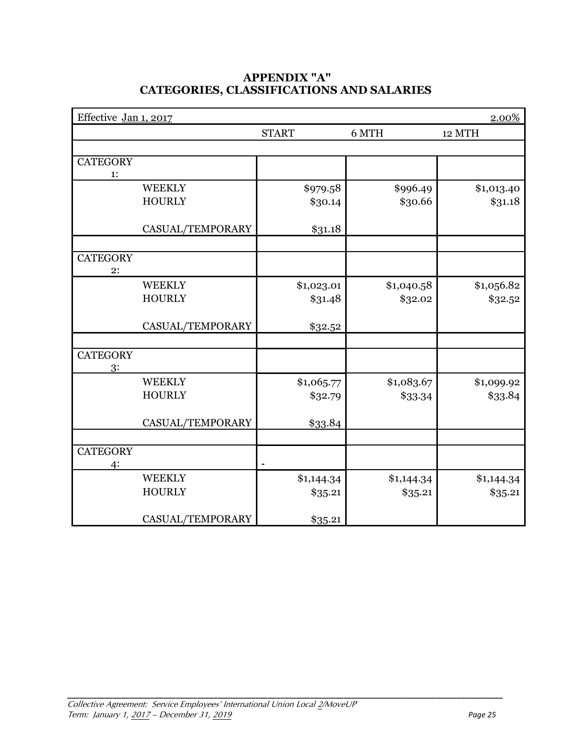# APPENDIX "A"
## CATEGORIES, CLASSIFICATIONS AND SALARIES

| Effective Jan 1, 2017 | | | | 2.00% |
|---|---|---|---|---|
| | | START | 6 MTH | 12 MTH |
| | | | | |
| CATEGORY 1: | | | | |
| | WEEKLY | $979.58 | $996.49 | $1,013.40 |
| | HOURLY | $30.14 | $30.66 | $31.18 |
| | CASUAL/TEMPORARY | $31.18 | | |
| | | | | |
| CATEGORY 2: | | | | |
| | WEEKLY | $1,023.01 | $1,040.58 | $1,056.82 |
| | HOURLY | $31.48 | $32.02 | $32.52 |
| | CASUAL/TEMPORARY | $32.52 | | |
| | | | | |
| CATEGORY 3: | | | | |
| | WEEKLY | $1,065.77 | $1,083.67 | $1,099.92 |
| | HOURLY | $32.79 | $33.34 | $33.84 |
| | CASUAL/TEMPORARY | $33.84 | | |
| | | | | |
| CATEGORY 4: | | - | | |
| | WEEKLY | $1,144.34 | $1,144.34 | $1,144.34 |
| | HOURLY | $35.21 | $35.21 | $35.21 |
| | CASUAL/TEMPORARY | $35.21 | | |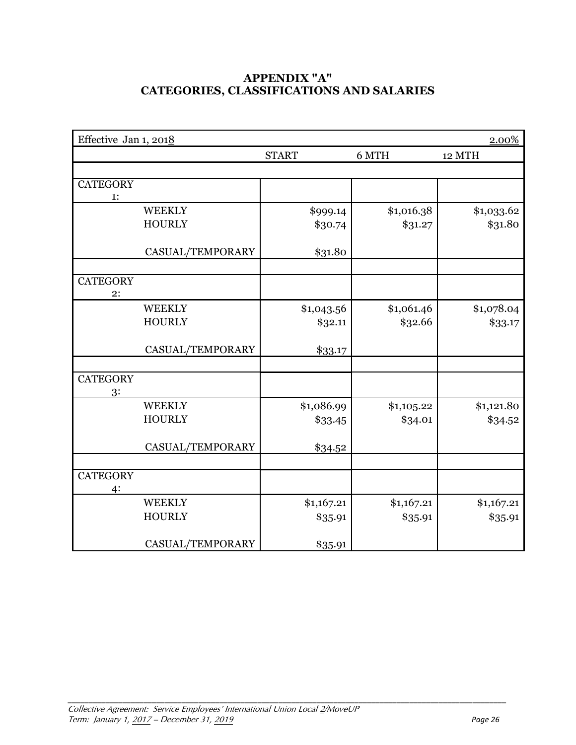# APPENDIX "A"
# CATEGORIES, CLASSIFICATIONS AND SALARIES

| Effective Jan 1, 2018 | | | | 2.00% |
|---|---|---|---|---|
| | | START | 6 MTH | 12 MTH |
| | | | | |
| CATEGORY 1: | | | | |
| | WEEKLY | $999.14 | $1,016.38 | $1,033.62 |
| | HOURLY | $30.74 | $31.27 | $31.80 |
| | CASUAL/TEMPORARY | $31.80 | | |
| | | | | |
| CATEGORY 2: | | | | |
| | WEEKLY | $1,043.56 | $1,061.46 | $1,078.04 |
| | HOURLY | $32.11 | $32.66 | $33.17 |
| | CASUAL/TEMPORARY | $33.17 | | |
| | | | | |
| CATEGORY 3: | | | | |
| | WEEKLY | $1,086.99 | $1,105.22 | $1,121.80 |
| | HOURLY | $33.45 | $34.01 | $34.52 |
| | CASUAL/TEMPORARY | $34.52 | | |
| | | | | |
| CATEGORY 4: | | | | |
| | WEEKLY | $1,167.21 | $1,167.21 | $1,167.21 |
| | HOURLY | $35.91 | $35.91 | $35.91 |
| | CASUAL/TEMPORARY | $35.91 | | |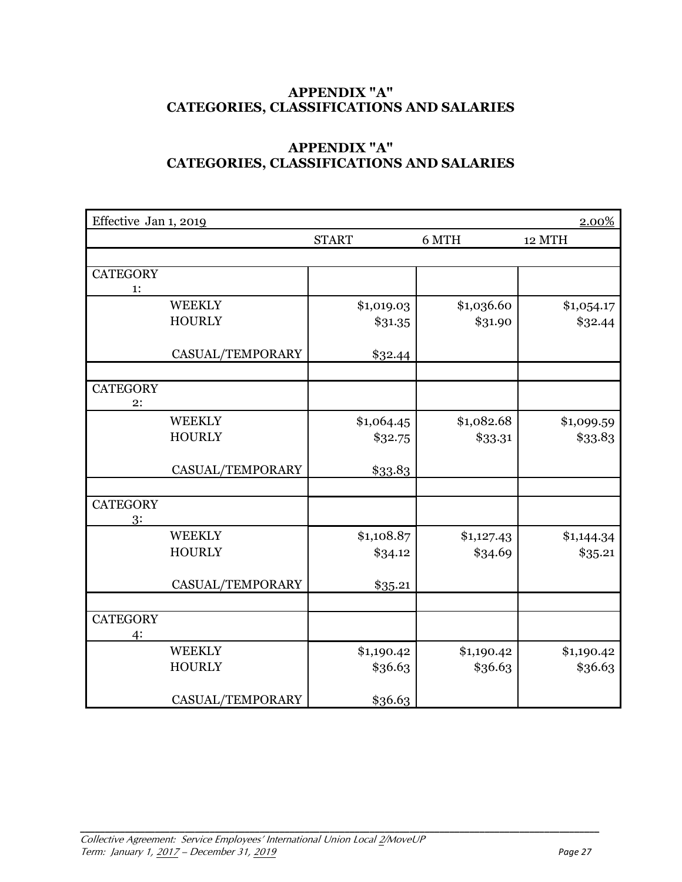**APPENDIX "A"**
**CATEGORIES, CLASSIFICATIONS AND SALARIES**

**APPENDIX "A"**
**CATEGORIES, CLASSIFICATIONS AND SALARIES**

| Effective Jan 1, 2019 | | | | 2.00% |
|---|---|---|---|---|
| | | START | 6 MTH | 12 MTH |
| CATEGORY 1: | | | | |
| | WEEKLY | $1,019.03 | $1,036.60 | $1,054.17 |
| | HOURLY | $31.35 | $31.90 | $32.44 |
| | CASUAL/TEMPORARY | $32.44 | | |
| CATEGORY 2: | | | | |
| | WEEKLY | $1,064.45 | $1,082.68 | $1,099.59 |
| | HOURLY | $32.75 | $33.31 | $33.83 |
| | CASUAL/TEMPORARY | $33.83 | | |
| CATEGORY 3: | | | | |
| | WEEKLY | $1,108.87 | $1,127.43 | $1,144.34 |
| | HOURLY | $34.12 | $34.69 | $35.21 |
| | CASUAL/TEMPORARY | $35.21 | | |
| CATEGORY 4: | | | | |
| | WEEKLY | $1,190.42 | $1,190.42 | $1,190.42 |
| | HOURLY | $36.63 | $36.63 | $36.63 |
| | CASUAL/TEMPORARY | $36.63 | | |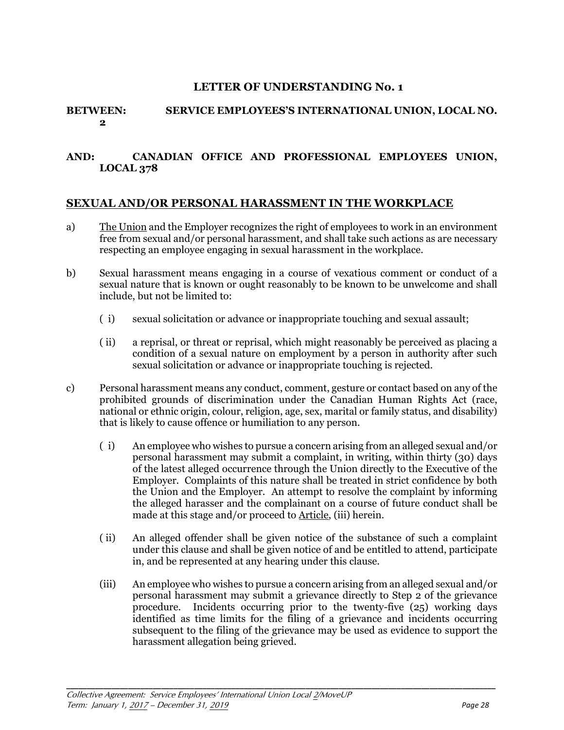## LETTER OF UNDERSTANDING No. 1

**BETWEEN: SERVICE EMPLOYEES'S INTERNATIONAL UNION, LOCAL NO. 2**

**AND: CANADIAN OFFICE AND PROFESSIONAL EMPLOYEES UNION, LOCAL 378**

## SEXUAL AND/OR PERSONAL HARASSMENT IN THE WORKPLACE

a) The Union and the Employer recognizes the right of employees to work in an environment free from sexual and/or personal harassment, and shall take such actions as are necessary respecting an employee engaging in sexual harassment in the workplace.

b) Sexual harassment means engaging in a course of vexatious comment or conduct of a sexual nature that is known or ought reasonably to be known to be unwelcome and shall include, but not be limited to:

( i) sexual solicitation or advance or inappropriate touching and sexual assault;

( ii) a reprisal, or threat or reprisal, which might reasonably be perceived as placing a condition of a sexual nature on employment by a person in authority after such sexual solicitation or advance or inappropriate touching is rejected.

c) Personal harassment means any conduct, comment, gesture or contact based on any of the prohibited grounds of discrimination under the Canadian Human Rights Act (race, national or ethnic origin, colour, religion, age, sex, marital or family status, and disability) that is likely to cause offence or humiliation to any person.

( i) An employee who wishes to pursue a concern arising from an alleged sexual and/or personal harassment may submit a complaint, in writing, within thirty (30) days of the latest alleged occurrence through the Union directly to the Executive of the Employer. Complaints of this nature shall be treated in strict confidence by both the Union and the Employer. An attempt to resolve the complaint by informing the alleged harasser and the complainant on a course of future conduct shall be made at this stage and/or proceed to Article, (iii) herein.

( ii) An alleged offender shall be given notice of the substance of such a complaint under this clause and shall be given notice of and be entitled to attend, participate in, and be represented at any hearing under this clause.

(iii) An employee who wishes to pursue a concern arising from an alleged sexual and/or personal harassment may submit a grievance directly to Step 2 of the grievance procedure. Incidents occurring prior to the twenty-five (25) working days identified as time limits for the filing of a grievance and incidents occurring subsequent to the filing of the grievance may be used as evidence to support the harassment allegation being grieved.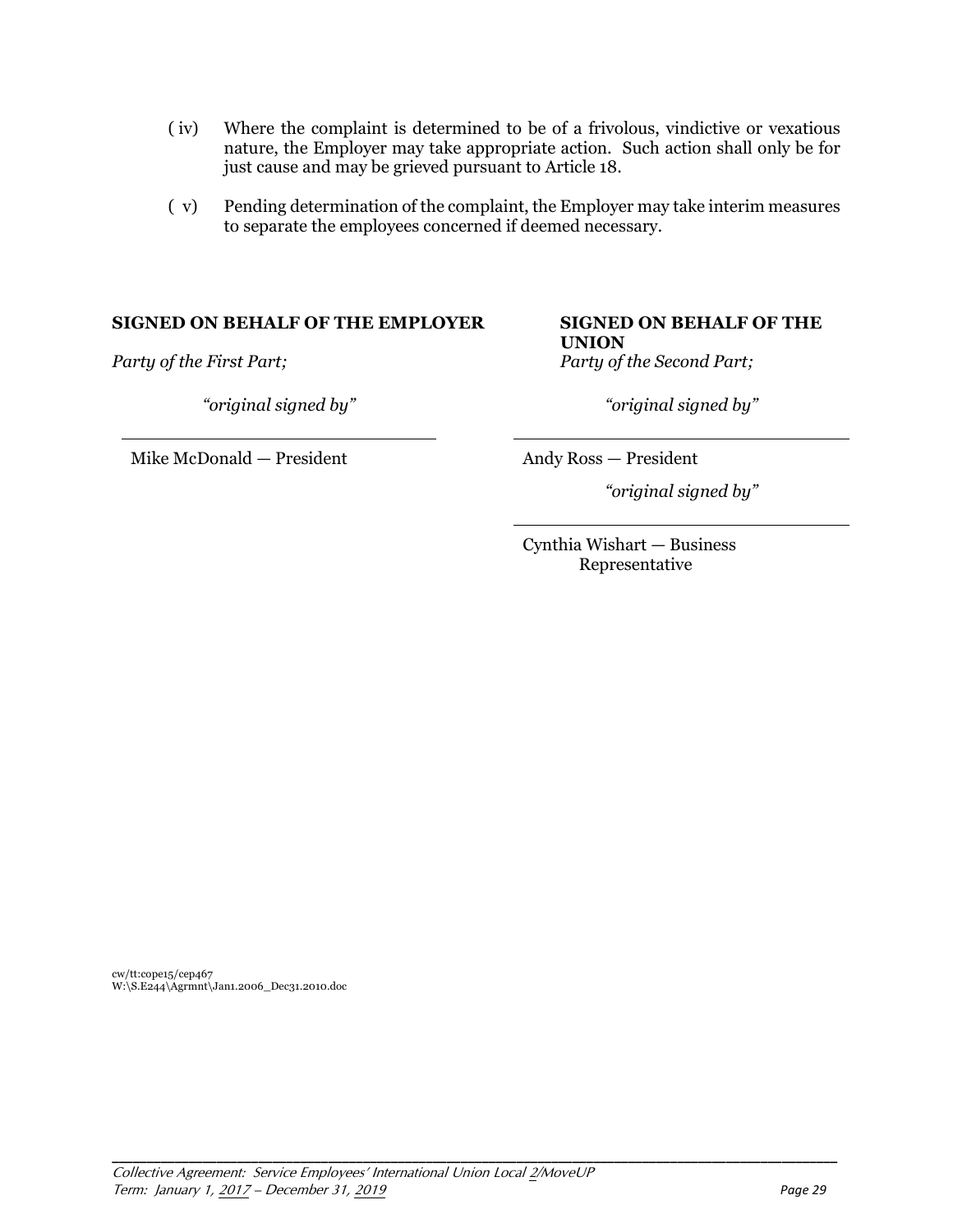( iv) Where the complaint is determined to be of a frivolous, vindictive or vexatious nature, the Employer may take appropriate action. Such action shall only be for just cause and may be grieved pursuant to Article 18.

( v) Pending determination of the complaint, the Employer may take interim measures to separate the employees concerned if deemed necessary.

**SIGNED ON BEHALF OF THE EMPLOYER**

*Party of the First Part;*

*"original signed by"*

Mike McDonald — President

**SIGNED ON BEHALF OF THE UNION**

*Party of the Second Part;*

*"original signed by"*

Andy Ross — President

*"original signed by"*

Cynthia Wishart — Business Representative

cw/tt:cope15/cep467
W:\S.E244\Agrmnt\Jan1.2006_Dec31.2010.doc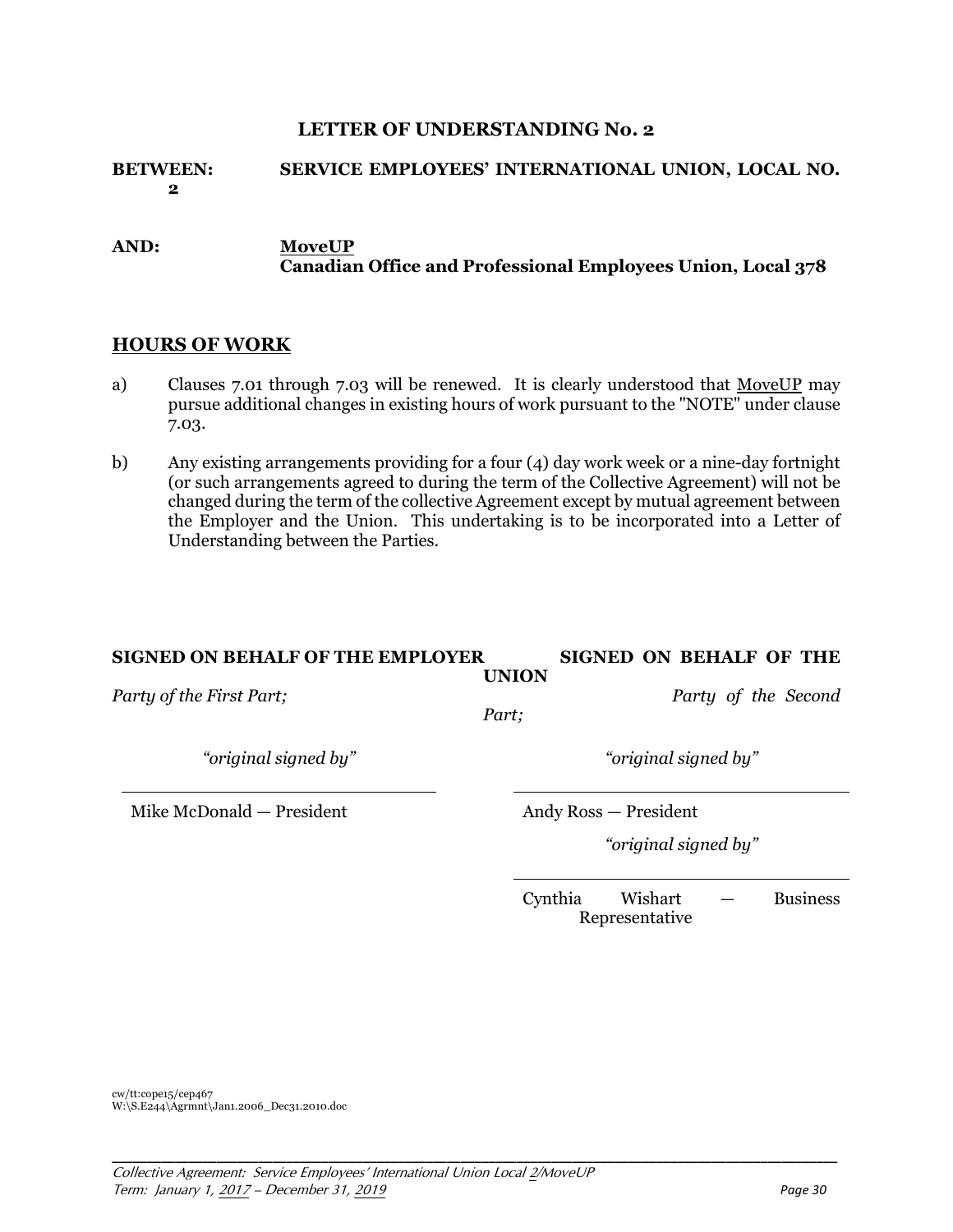# LETTER OF UNDERSTANDING No. 2

**BETWEEN: SERVICE EMPLOYEES' INTERNATIONAL UNION, LOCAL NO. 2**

**AND: MoveUP**
**Canadian Office and Professional Employees Union, Local 378**

## HOURS OF WORK

a) Clauses 7.01 through 7.03 will be renewed. It is clearly understood that MoveUP may pursue additional changes in existing hours of work pursuant to the "NOTE" under clause 7.03.

b) Any existing arrangements providing for a four (4) day work week or a nine-day fortnight (or such arrangements agreed to during the term of the Collective Agreement) will not be changed during the term of the collective Agreement except by mutual agreement between the Employer and the Union. This undertaking is to be incorporated into a Letter of Understanding between the Parties.

| **SIGNED ON BEHALF OF THE EMPLOYER** | **SIGNED ON BEHALF OF THE UNION** |
|---|---|
| *Party of the First Part;* | *Party of the Second Part;* |
| *"original signed by"* | *"original signed by"* |
| Mike McDonald — President | Andy Ross — President |
| | *"original signed by"* |
| | Cynthia Wishart — Business Representative |

cw/tt:cope15/cep467
W:\S.E244\Agrmnt\Jan1.2006_Dec31.2010.doc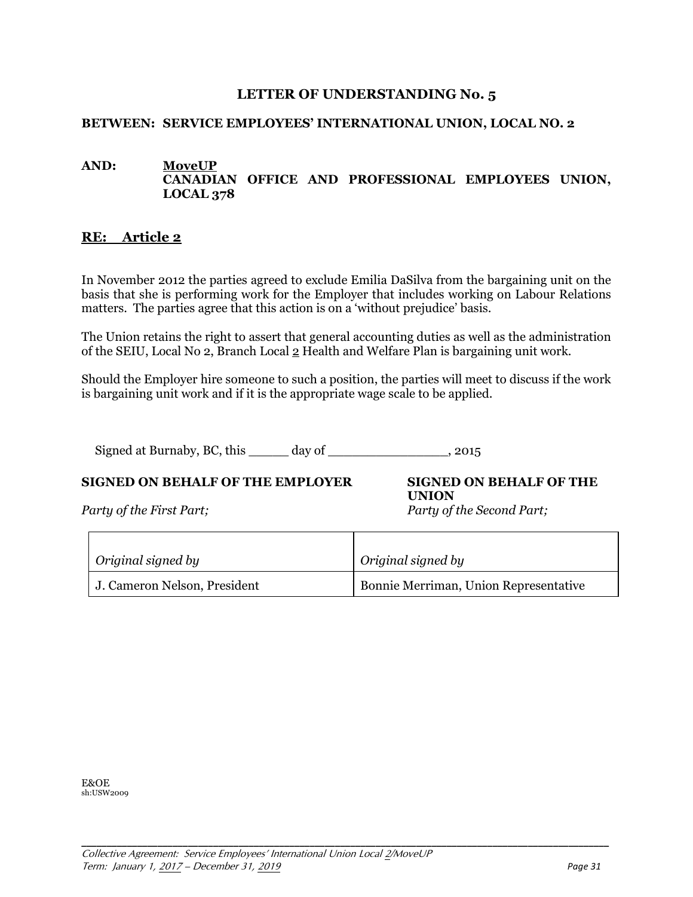## LETTER OF UNDERSTANDING No. 5

**BETWEEN: SERVICE EMPLOYEES' INTERNATIONAL UNION, LOCAL NO. 2**

**AND: <u>MoveUP</u>
CANADIAN OFFICE AND PROFESSIONAL EMPLOYEES UNION, LOCAL 378**

### <u>RE: Article 2</u>

In November 2012 the parties agreed to exclude Emilia DaSilva from the bargaining unit on the basis that she is performing work for the Employer that includes working on Labour Relations matters. The parties agree that this action is on a 'without prejudice' basis.

The Union retains the right to assert that general accounting duties as well as the administration of the SEIU, Local No 2, Branch Local <u>2</u> Health and Welfare Plan is bargaining unit work.

Should the Employer hire someone to such a position, the parties will meet to discuss if the work is bargaining unit work and if it is the appropriate wage scale to be applied.

Signed at Burnaby, BC, this _____ day of _______________, 2015

**SIGNED ON BEHALF OF THE EMPLOYER**
*Party of the First Part;*

**SIGNED ON BEHALF OF THE UNION**
*Party of the Second Part;*

| | |
|---|---|
| *Original signed by* | *Original signed by* |
| J. Cameron Nelson, President | Bonnie Merriman, Union Representative |

E&OE
sh:USW2009